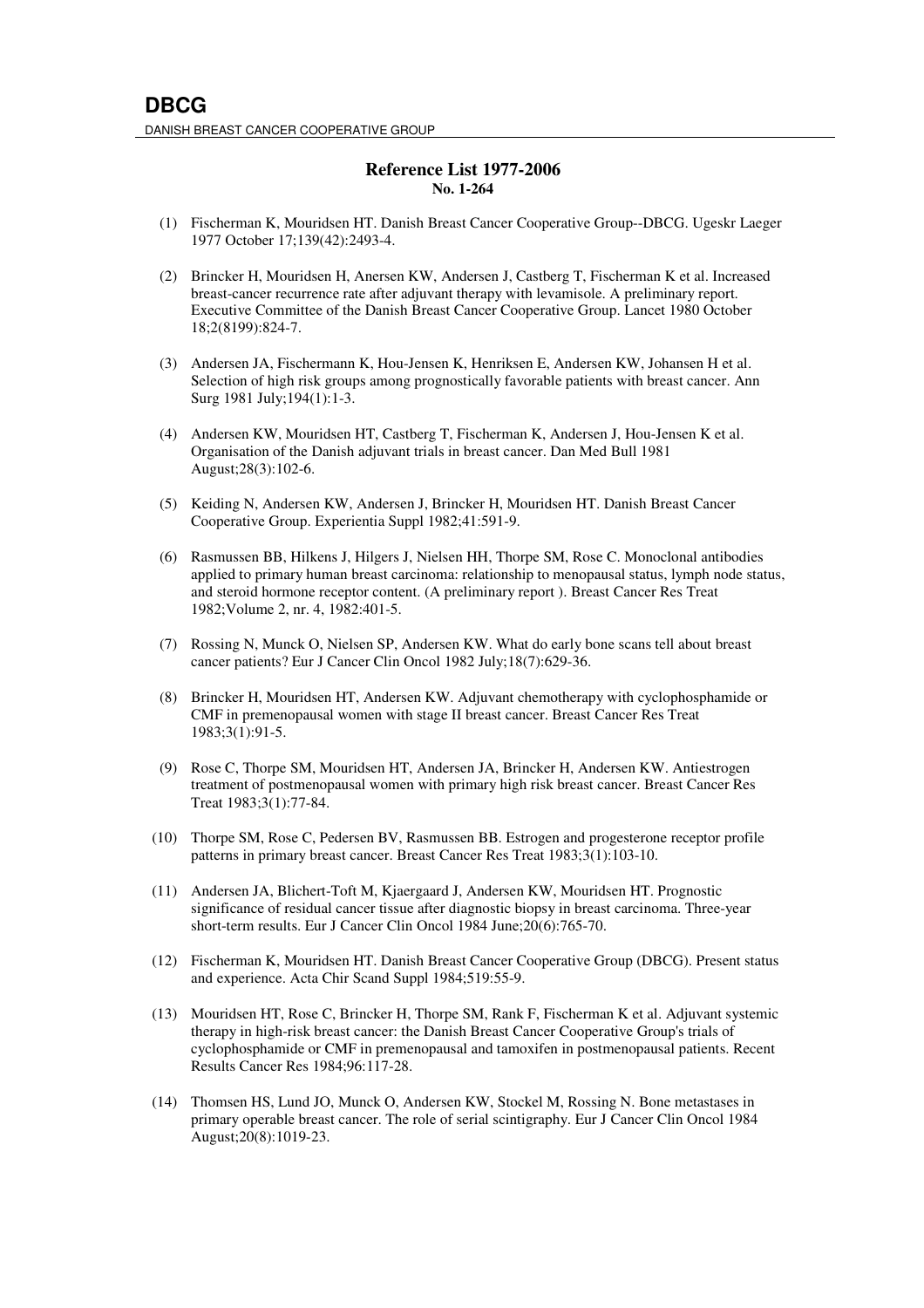# DBCG

DANISH BREAST CANCER COOPERATIVE GROUP

## Reference List 1977-2006
**No. 1-264**

(1) Fischerman K, Mouridsen HT. Danish Breast Cancer Cooperative Group--DBCG. Ugeskr Laeger 1977 October 17;139(42):2493-4.

(2) Brincker H, Mouridsen H, Anersen KW, Andersen J, Castberg T, Fischerman K et al. Increased breast-cancer recurrence rate after adjuvant therapy with levamisole. A preliminary report. Executive Committee of the Danish Breast Cancer Cooperative Group. Lancet 1980 October 18;2(8199):824-7.

(3) Andersen JA, Fischermann K, Hou-Jensen K, Henriksen E, Andersen KW, Johansen H et al. Selection of high risk groups among prognostically favorable patients with breast cancer. Ann Surg 1981 July;194(1):1-3.

(4) Andersen KW, Mouridsen HT, Castberg T, Fischerman K, Andersen J, Hou-Jensen K et al. Organisation of the Danish adjuvant trials in breast cancer. Dan Med Bull 1981 August;28(3):102-6.

(5) Keiding N, Andersen KW, Andersen J, Brincker H, Mouridsen HT. Danish Breast Cancer Cooperative Group. Experientia Suppl 1982;41:591-9.

(6) Rasmussen BB, Hilkens J, Hilgers J, Nielsen HH, Thorpe SM, Rose C. Monoclonal antibodies applied to primary human breast carcinoma: relationship to menopausal status, lymph node status, and steroid hormone receptor content. (A preliminary report ). Breast Cancer Res Treat 1982;Volume 2, nr. 4, 1982:401-5.

(7) Rossing N, Munck O, Nielsen SP, Andersen KW. What do early bone scans tell about breast cancer patients? Eur J Cancer Clin Oncol 1982 July;18(7):629-36.

(8) Brincker H, Mouridsen HT, Andersen KW. Adjuvant chemotherapy with cyclophosphamide or CMF in premenopausal women with stage II breast cancer. Breast Cancer Res Treat 1983;3(1):91-5.

(9) Rose C, Thorpe SM, Mouridsen HT, Andersen JA, Brincker H, Andersen KW. Antiestrogen treatment of postmenopausal women with primary high risk breast cancer. Breast Cancer Res Treat 1983;3(1):77-84.

(10) Thorpe SM, Rose C, Pedersen BV, Rasmussen BB. Estrogen and progesterone receptor profile patterns in primary breast cancer. Breast Cancer Res Treat 1983;3(1):103-10.

(11) Andersen JA, Blichert-Toft M, Kjaergaard J, Andersen KW, Mouridsen HT. Prognostic significance of residual cancer tissue after diagnostic biopsy in breast carcinoma. Three-year short-term results. Eur J Cancer Clin Oncol 1984 June;20(6):765-70.

(12) Fischerman K, Mouridsen HT. Danish Breast Cancer Cooperative Group (DBCG). Present status and experience. Acta Chir Scand Suppl 1984;519:55-9.

(13) Mouridsen HT, Rose C, Brincker H, Thorpe SM, Rank F, Fischerman K et al. Adjuvant systemic therapy in high-risk breast cancer: the Danish Breast Cancer Cooperative Group's trials of cyclophosphamide or CMF in premenopausal and tamoxifen in postmenopausal patients. Recent Results Cancer Res 1984;96:117-28.

(14) Thomsen HS, Lund JO, Munck O, Andersen KW, Stockel M, Rossing N. Bone metastases in primary operable breast cancer. The role of serial scintigraphy. Eur J Cancer Clin Oncol 1984 August;20(8):1019-23.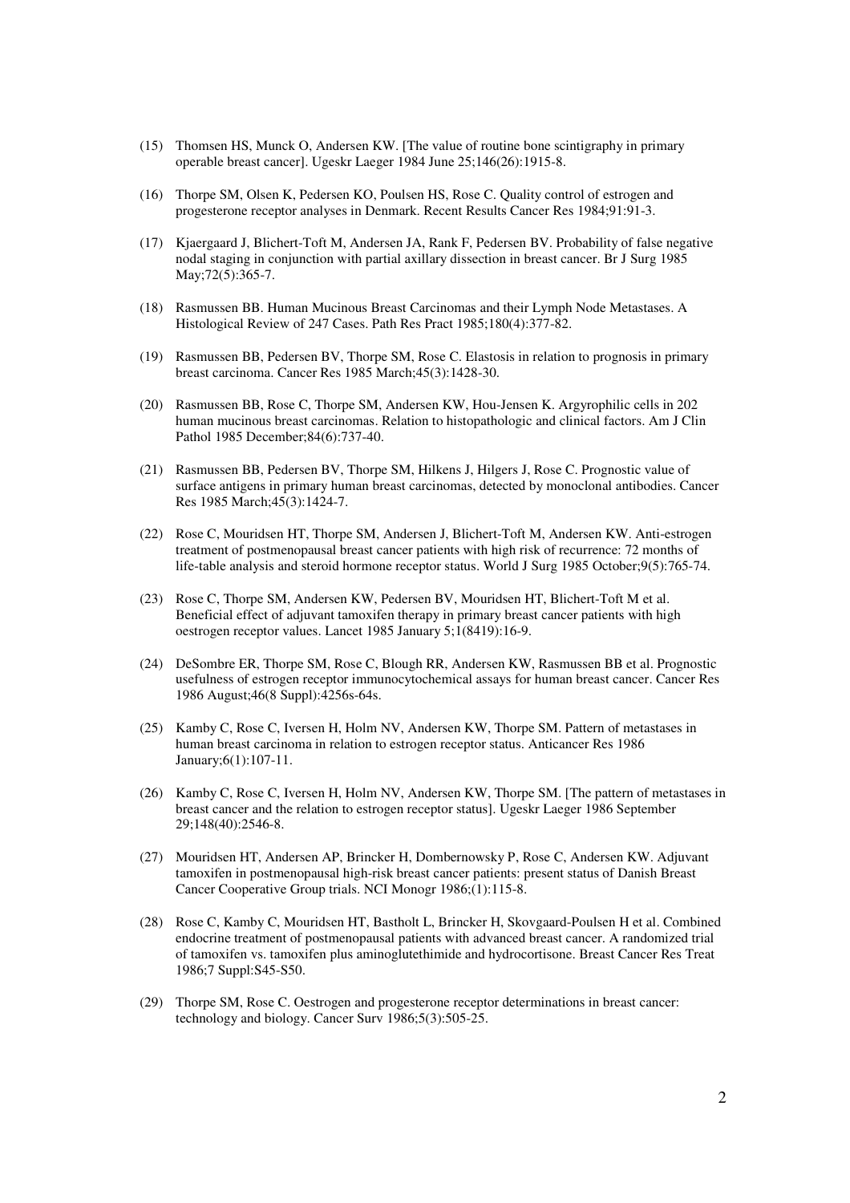(15) Thomsen HS, Munck O, Andersen KW. [The value of routine bone scintigraphy in primary operable breast cancer]. Ugeskr Laeger 1984 June 25;146(26):1915-8.

(16) Thorpe SM, Olsen K, Pedersen KO, Poulsen HS, Rose C. Quality control of estrogen and progesterone receptor analyses in Denmark. Recent Results Cancer Res 1984;91:91-3.

(17) Kjaergaard J, Blichert-Toft M, Andersen JA, Rank F, Pedersen BV. Probability of false negative nodal staging in conjunction with partial axillary dissection in breast cancer. Br J Surg 1985 May;72(5):365-7.

(18) Rasmussen BB. Human Mucinous Breast Carcinomas and their Lymph Node Metastases. A Histological Review of 247 Cases. Path Res Pract 1985;180(4):377-82.

(19) Rasmussen BB, Pedersen BV, Thorpe SM, Rose C. Elastosis in relation to prognosis in primary breast carcinoma. Cancer Res 1985 March;45(3):1428-30.

(20) Rasmussen BB, Rose C, Thorpe SM, Andersen KW, Hou-Jensen K. Argyrophilic cells in 202 human mucinous breast carcinomas. Relation to histopathologic and clinical factors. Am J Clin Pathol 1985 December;84(6):737-40.

(21) Rasmussen BB, Pedersen BV, Thorpe SM, Hilkens J, Hilgers J, Rose C. Prognostic value of surface antigens in primary human breast carcinomas, detected by monoclonal antibodies. Cancer Res 1985 March;45(3):1424-7.

(22) Rose C, Mouridsen HT, Thorpe SM, Andersen J, Blichert-Toft M, Andersen KW. Anti-estrogen treatment of postmenopausal breast cancer patients with high risk of recurrence: 72 months of life-table analysis and steroid hormone receptor status. World J Surg 1985 October;9(5):765-74.

(23) Rose C, Thorpe SM, Andersen KW, Pedersen BV, Mouridsen HT, Blichert-Toft M et al. Beneficial effect of adjuvant tamoxifen therapy in primary breast cancer patients with high oestrogen receptor values. Lancet 1985 January 5;1(8419):16-9.

(24) DeSombre ER, Thorpe SM, Rose C, Blough RR, Andersen KW, Rasmussen BB et al. Prognostic usefulness of estrogen receptor immunocytochemical assays for human breast cancer. Cancer Res 1986 August;46(8 Suppl):4256s-64s.

(25) Kamby C, Rose C, Iversen H, Holm NV, Andersen KW, Thorpe SM. Pattern of metastases in human breast carcinoma in relation to estrogen receptor status. Anticancer Res 1986 January;6(1):107-11.

(26) Kamby C, Rose C, Iversen H, Holm NV, Andersen KW, Thorpe SM. [The pattern of metastases in breast cancer and the relation to estrogen receptor status]. Ugeskr Laeger 1986 September 29;148(40):2546-8.

(27) Mouridsen HT, Andersen AP, Brincker H, Dombernowsky P, Rose C, Andersen KW. Adjuvant tamoxifen in postmenopausal high-risk breast cancer patients: present status of Danish Breast Cancer Cooperative Group trials. NCI Monogr 1986;(1):115-8.

(28) Rose C, Kamby C, Mouridsen HT, Bastholt L, Brincker H, Skovgaard-Poulsen H et al. Combined endocrine treatment of postmenopausal patients with advanced breast cancer. A randomized trial of tamoxifen vs. tamoxifen plus aminoglutethimide and hydrocortisone. Breast Cancer Res Treat 1986;7 Suppl:S45-S50.

(29) Thorpe SM, Rose C. Oestrogen and progesterone receptor determinations in breast cancer: technology and biology. Cancer Surv 1986;5(3):505-25.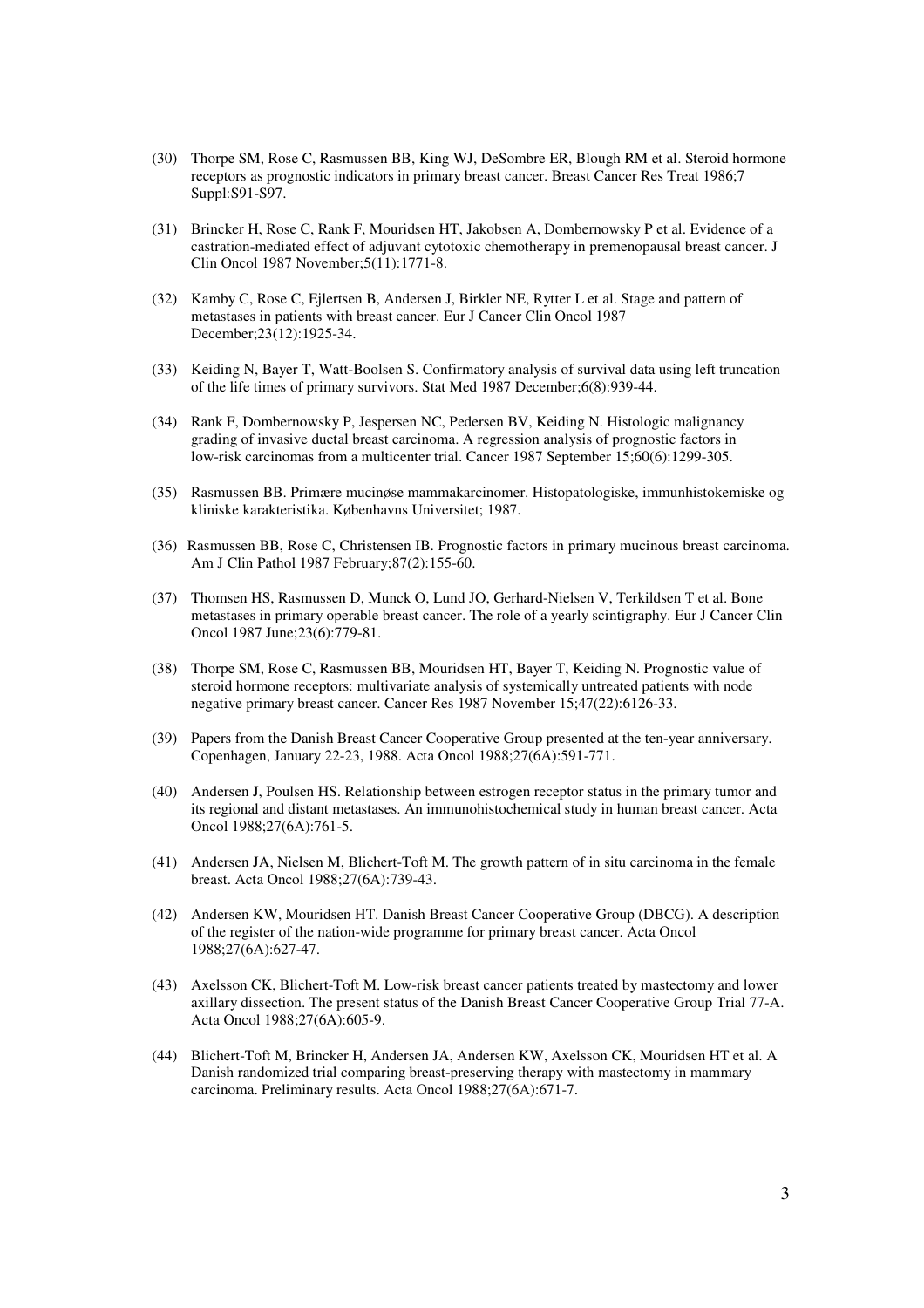(30) Thorpe SM, Rose C, Rasmussen BB, King WJ, DeSombre ER, Blough RM et al. Steroid hormone receptors as prognostic indicators in primary breast cancer. Breast Cancer Res Treat 1986;7 Suppl:S91-S97.

(31) Brincker H, Rose C, Rank F, Mouridsen HT, Jakobsen A, Dombernowsky P et al. Evidence of a castration-mediated effect of adjuvant cytotoxic chemotherapy in premenopausal breast cancer. J Clin Oncol 1987 November;5(11):1771-8.

(32) Kamby C, Rose C, Ejlertsen B, Andersen J, Birkler NE, Rytter L et al. Stage and pattern of metastases in patients with breast cancer. Eur J Cancer Clin Oncol 1987 December;23(12):1925-34.

(33) Keiding N, Bayer T, Watt-Boolsen S. Confirmatory analysis of survival data using left truncation of the life times of primary survivors. Stat Med 1987 December;6(8):939-44.

(34) Rank F, Dombernowsky P, Jespersen NC, Pedersen BV, Keiding N. Histologic malignancy grading of invasive ductal breast carcinoma. A regression analysis of prognostic factors in low-risk carcinomas from a multicenter trial. Cancer 1987 September 15;60(6):1299-305.

(35) Rasmussen BB. Primære mucinøse mammakarcinomer. Histopatologiske, immunhistokemiske og kliniske karakteristika. Københavns Universitet; 1987.

(36) Rasmussen BB, Rose C, Christensen IB. Prognostic factors in primary mucinous breast carcinoma. Am J Clin Pathol 1987 February;87(2):155-60.

(37) Thomsen HS, Rasmussen D, Munck O, Lund JO, Gerhard-Nielsen V, Terkildsen T et al. Bone metastases in primary operable breast cancer. The role of a yearly scintigraphy. Eur J Cancer Clin Oncol 1987 June;23(6):779-81.

(38) Thorpe SM, Rose C, Rasmussen BB, Mouridsen HT, Bayer T, Keiding N. Prognostic value of steroid hormone receptors: multivariate analysis of systemically untreated patients with node negative primary breast cancer. Cancer Res 1987 November 15;47(22):6126-33.

(39) Papers from the Danish Breast Cancer Cooperative Group presented at the ten-year anniversary. Copenhagen, January 22-23, 1988. Acta Oncol 1988;27(6A):591-771.

(40) Andersen J, Poulsen HS. Relationship between estrogen receptor status in the primary tumor and its regional and distant metastases. An immunohistochemical study in human breast cancer. Acta Oncol 1988;27(6A):761-5.

(41) Andersen JA, Nielsen M, Blichert-Toft M. The growth pattern of in situ carcinoma in the female breast. Acta Oncol 1988;27(6A):739-43.

(42) Andersen KW, Mouridsen HT. Danish Breast Cancer Cooperative Group (DBCG). A description of the register of the nation-wide programme for primary breast cancer. Acta Oncol 1988;27(6A):627-47.

(43) Axelsson CK, Blichert-Toft M. Low-risk breast cancer patients treated by mastectomy and lower axillary dissection. The present status of the Danish Breast Cancer Cooperative Group Trial 77-A. Acta Oncol 1988;27(6A):605-9.

(44) Blichert-Toft M, Brincker H, Andersen JA, Andersen KW, Axelsson CK, Mouridsen HT et al. A Danish randomized trial comparing breast-preserving therapy with mastectomy in mammary carcinoma. Preliminary results. Acta Oncol 1988;27(6A):671-7.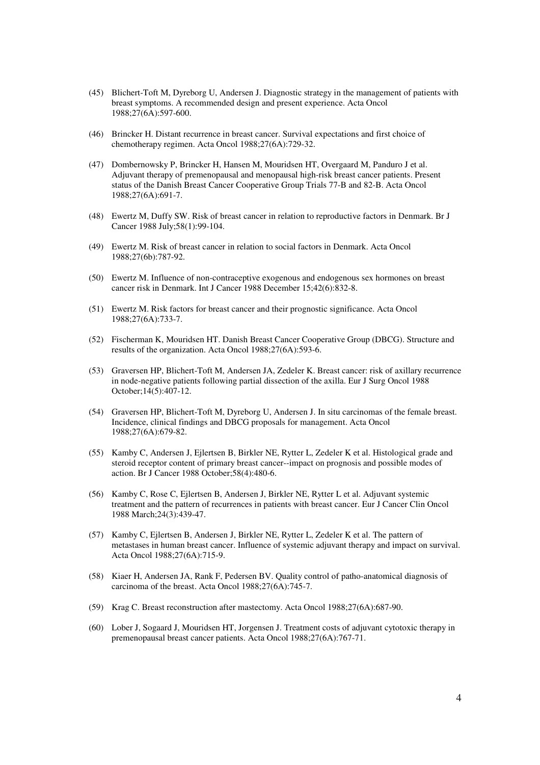(45) Blichert-Toft M, Dyreborg U, Andersen J. Diagnostic strategy in the management of patients with breast symptoms. A recommended design and present experience. Acta Oncol 1988;27(6A):597-600.

(46) Brincker H. Distant recurrence in breast cancer. Survival expectations and first choice of chemotherapy regimen. Acta Oncol 1988;27(6A):729-32.

(47) Dombernowsky P, Brincker H, Hansen M, Mouridsen HT, Overgaard M, Panduro J et al. Adjuvant therapy of premenopausal and menopausal high-risk breast cancer patients. Present status of the Danish Breast Cancer Cooperative Group Trials 77-B and 82-B. Acta Oncol 1988;27(6A):691-7.

(48) Ewertz M, Duffy SW. Risk of breast cancer in relation to reproductive factors in Denmark. Br J Cancer 1988 July;58(1):99-104.

(49) Ewertz M. Risk of breast cancer in relation to social factors in Denmark. Acta Oncol 1988;27(6b):787-92.

(50) Ewertz M. Influence of non-contraceptive exogenous and endogenous sex hormones on breast cancer risk in Denmark. Int J Cancer 1988 December 15;42(6):832-8.

(51) Ewertz M. Risk factors for breast cancer and their prognostic significance. Acta Oncol 1988;27(6A):733-7.

(52) Fischerman K, Mouridsen HT. Danish Breast Cancer Cooperative Group (DBCG). Structure and results of the organization. Acta Oncol 1988;27(6A):593-6.

(53) Graversen HP, Blichert-Toft M, Andersen JA, Zedeler K. Breast cancer: risk of axillary recurrence in node-negative patients following partial dissection of the axilla. Eur J Surg Oncol 1988 October;14(5):407-12.

(54) Graversen HP, Blichert-Toft M, Dyreborg U, Andersen J. In situ carcinomas of the female breast. Incidence, clinical findings and DBCG proposals for management. Acta Oncol 1988;27(6A):679-82.

(55) Kamby C, Andersen J, Ejlertsen B, Birkler NE, Rytter L, Zedeler K et al. Histological grade and steroid receptor content of primary breast cancer--impact on prognosis and possible modes of action. Br J Cancer 1988 October;58(4):480-6.

(56) Kamby C, Rose C, Ejlertsen B, Andersen J, Birkler NE, Rytter L et al. Adjuvant systemic treatment and the pattern of recurrences in patients with breast cancer. Eur J Cancer Clin Oncol 1988 March;24(3):439-47.

(57) Kamby C, Ejlertsen B, Andersen J, Birkler NE, Rytter L, Zedeler K et al. The pattern of metastases in human breast cancer. Influence of systemic adjuvant therapy and impact on survival. Acta Oncol 1988;27(6A):715-9.

(58) Kiaer H, Andersen JA, Rank F, Pedersen BV. Quality control of patho-anatomical diagnosis of carcinoma of the breast. Acta Oncol 1988;27(6A):745-7.

(59) Krag C. Breast reconstruction after mastectomy. Acta Oncol 1988;27(6A):687-90.

(60) Lober J, Sogaard J, Mouridsen HT, Jorgensen J. Treatment costs of adjuvant cytotoxic therapy in premenopausal breast cancer patients. Acta Oncol 1988;27(6A):767-71.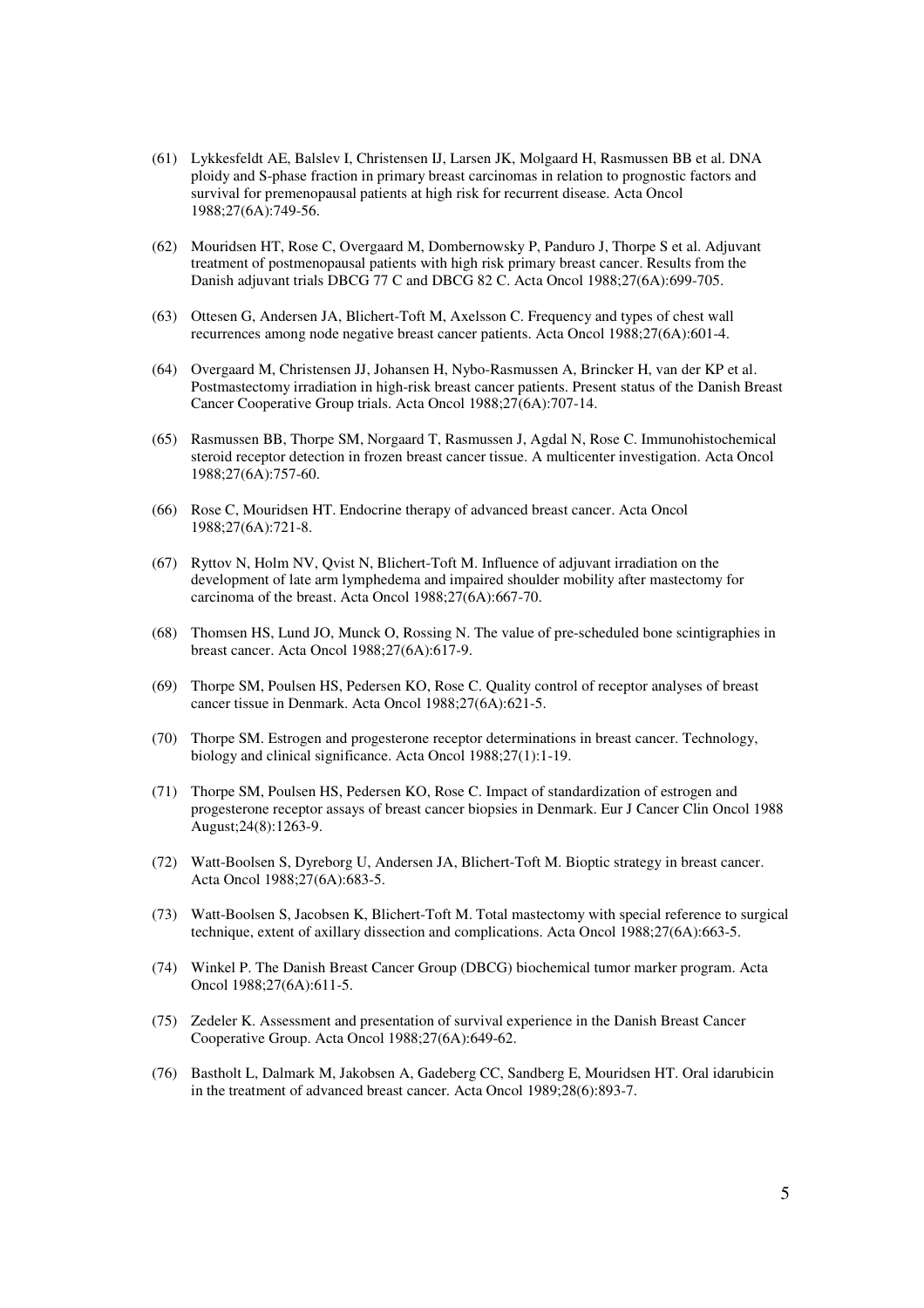(61) Lykkesfeldt AE, Balslev I, Christensen IJ, Larsen JK, Molgaard H, Rasmussen BB et al. DNA ploidy and S-phase fraction in primary breast carcinomas in relation to prognostic factors and survival for premenopausal patients at high risk for recurrent disease. Acta Oncol 1988;27(6A):749-56.

(62) Mouridsen HT, Rose C, Overgaard M, Dombernowsky P, Panduro J, Thorpe S et al. Adjuvant treatment of postmenopausal patients with high risk primary breast cancer. Results from the Danish adjuvant trials DBCG 77 C and DBCG 82 C. Acta Oncol 1988;27(6A):699-705.

(63) Ottesen G, Andersen JA, Blichert-Toft M, Axelsson C. Frequency and types of chest wall recurrences among node negative breast cancer patients. Acta Oncol 1988;27(6A):601-4.

(64) Overgaard M, Christensen JJ, Johansen H, Nybo-Rasmussen A, Brincker H, van der KP et al. Postmastectomy irradiation in high-risk breast cancer patients. Present status of the Danish Breast Cancer Cooperative Group trials. Acta Oncol 1988;27(6A):707-14.

(65) Rasmussen BB, Thorpe SM, Norgaard T, Rasmussen J, Agdal N, Rose C. Immunohistochemical steroid receptor detection in frozen breast cancer tissue. A multicenter investigation. Acta Oncol 1988;27(6A):757-60.

(66) Rose C, Mouridsen HT. Endocrine therapy of advanced breast cancer. Acta Oncol 1988;27(6A):721-8.

(67) Ryttov N, Holm NV, Qvist N, Blichert-Toft M. Influence of adjuvant irradiation on the development of late arm lymphedema and impaired shoulder mobility after mastectomy for carcinoma of the breast. Acta Oncol 1988;27(6A):667-70.

(68) Thomsen HS, Lund JO, Munck O, Rossing N. The value of pre-scheduled bone scintigraphies in breast cancer. Acta Oncol 1988;27(6A):617-9.

(69) Thorpe SM, Poulsen HS, Pedersen KO, Rose C. Quality control of receptor analyses of breast cancer tissue in Denmark. Acta Oncol 1988;27(6A):621-5.

(70) Thorpe SM. Estrogen and progesterone receptor determinations in breast cancer. Technology, biology and clinical significance. Acta Oncol 1988;27(1):1-19.

(71) Thorpe SM, Poulsen HS, Pedersen KO, Rose C. Impact of standardization of estrogen and progesterone receptor assays of breast cancer biopsies in Denmark. Eur J Cancer Clin Oncol 1988 August;24(8):1263-9.

(72) Watt-Boolsen S, Dyreborg U, Andersen JA, Blichert-Toft M. Bioptic strategy in breast cancer. Acta Oncol 1988;27(6A):683-5.

(73) Watt-Boolsen S, Jacobsen K, Blichert-Toft M. Total mastectomy with special reference to surgical technique, extent of axillary dissection and complications. Acta Oncol 1988;27(6A):663-5.

(74) Winkel P. The Danish Breast Cancer Group (DBCG) biochemical tumor marker program. Acta Oncol 1988;27(6A):611-5.

(75) Zedeler K. Assessment and presentation of survival experience in the Danish Breast Cancer Cooperative Group. Acta Oncol 1988;27(6A):649-62.

(76) Bastholt L, Dalmark M, Jakobsen A, Gadeberg CC, Sandberg E, Mouridsen HT. Oral idarubicin in the treatment of advanced breast cancer. Acta Oncol 1989;28(6):893-7.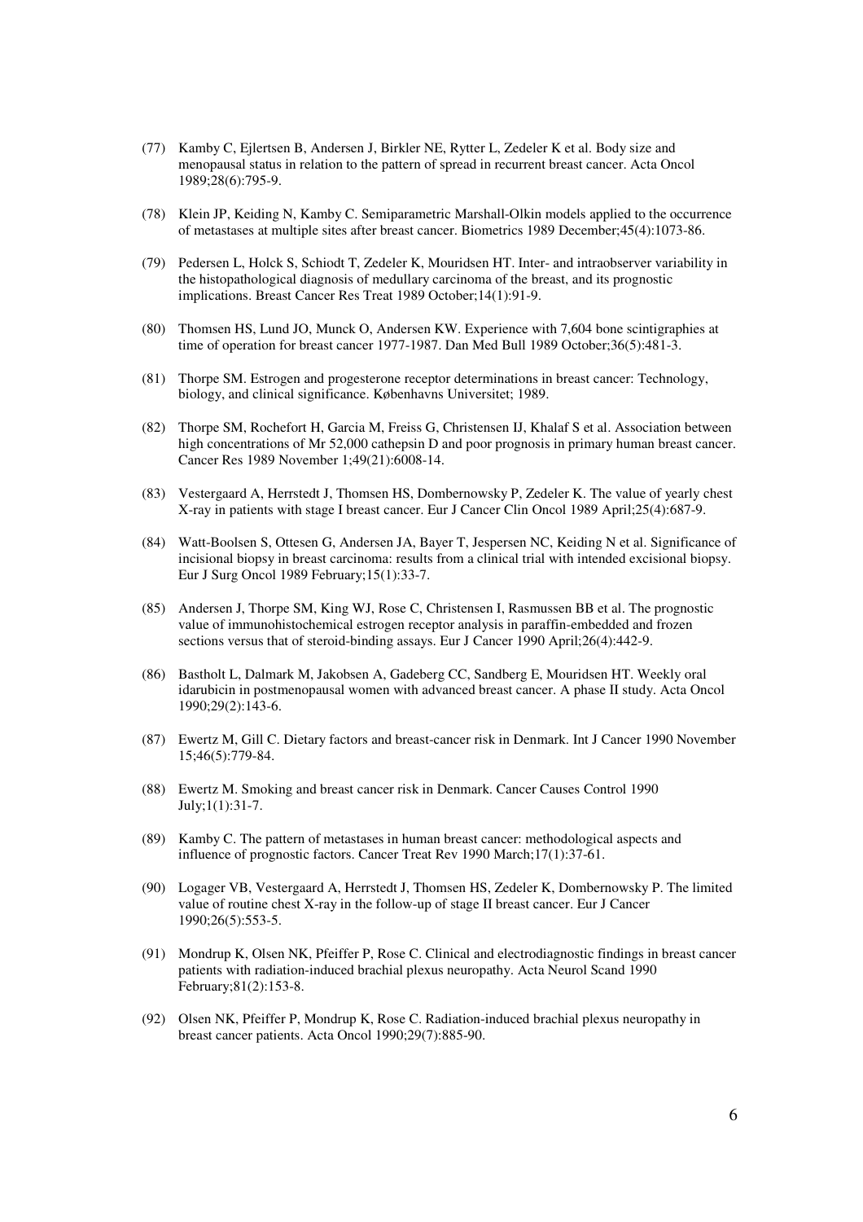(77) Kamby C, Ejlertsen B, Andersen J, Birkler NE, Rytter L, Zedeler K et al. Body size and menopausal status in relation to the pattern of spread in recurrent breast cancer. Acta Oncol 1989;28(6):795-9.

(78) Klein JP, Keiding N, Kamby C. Semiparametric Marshall-Olkin models applied to the occurrence of metastases at multiple sites after breast cancer. Biometrics 1989 December;45(4):1073-86.

(79) Pedersen L, Holck S, Schiodt T, Zedeler K, Mouridsen HT. Inter- and intraobserver variability in the histopathological diagnosis of medullary carcinoma of the breast, and its prognostic implications. Breast Cancer Res Treat 1989 October;14(1):91-9.

(80) Thomsen HS, Lund JO, Munck O, Andersen KW. Experience with 7,604 bone scintigraphies at time of operation for breast cancer 1977-1987. Dan Med Bull 1989 October;36(5):481-3.

(81) Thorpe SM. Estrogen and progesterone receptor determinations in breast cancer: Technology, biology, and clinical significance. Københavns Universitet; 1989.

(82) Thorpe SM, Rochefort H, Garcia M, Freiss G, Christensen IJ, Khalaf S et al. Association between high concentrations of Mr 52,000 cathepsin D and poor prognosis in primary human breast cancer. Cancer Res 1989 November 1;49(21):6008-14.

(83) Vestergaard A, Herrstedt J, Thomsen HS, Dombernowsky P, Zedeler K. The value of yearly chest X-ray in patients with stage I breast cancer. Eur J Cancer Clin Oncol 1989 April;25(4):687-9.

(84) Watt-Boolsen S, Ottesen G, Andersen JA, Bayer T, Jespersen NC, Keiding N et al. Significance of incisional biopsy in breast carcinoma: results from a clinical trial with intended excisional biopsy. Eur J Surg Oncol 1989 February;15(1):33-7.

(85) Andersen J, Thorpe SM, King WJ, Rose C, Christensen I, Rasmussen BB et al. The prognostic value of immunohistochemical estrogen receptor analysis in paraffin-embedded and frozen sections versus that of steroid-binding assays. Eur J Cancer 1990 April;26(4):442-9.

(86) Bastholt L, Dalmark M, Jakobsen A, Gadeberg CC, Sandberg E, Mouridsen HT. Weekly oral idarubicin in postmenopausal women with advanced breast cancer. A phase II study. Acta Oncol 1990;29(2):143-6.

(87) Ewertz M, Gill C. Dietary factors and breast-cancer risk in Denmark. Int J Cancer 1990 November 15;46(5):779-84.

(88) Ewertz M. Smoking and breast cancer risk in Denmark. Cancer Causes Control 1990 July;1(1):31-7.

(89) Kamby C. The pattern of metastases in human breast cancer: methodological aspects and influence of prognostic factors. Cancer Treat Rev 1990 March;17(1):37-61.

(90) Logager VB, Vestergaard A, Herrstedt J, Thomsen HS, Zedeler K, Dombernowsky P. The limited value of routine chest X-ray in the follow-up of stage II breast cancer. Eur J Cancer 1990;26(5):553-5.

(91) Mondrup K, Olsen NK, Pfeiffer P, Rose C. Clinical and electrodiagnostic findings in breast cancer patients with radiation-induced brachial plexus neuropathy. Acta Neurol Scand 1990 February;81(2):153-8.

(92) Olsen NK, Pfeiffer P, Mondrup K, Rose C. Radiation-induced brachial plexus neuropathy in breast cancer patients. Acta Oncol 1990;29(7):885-90.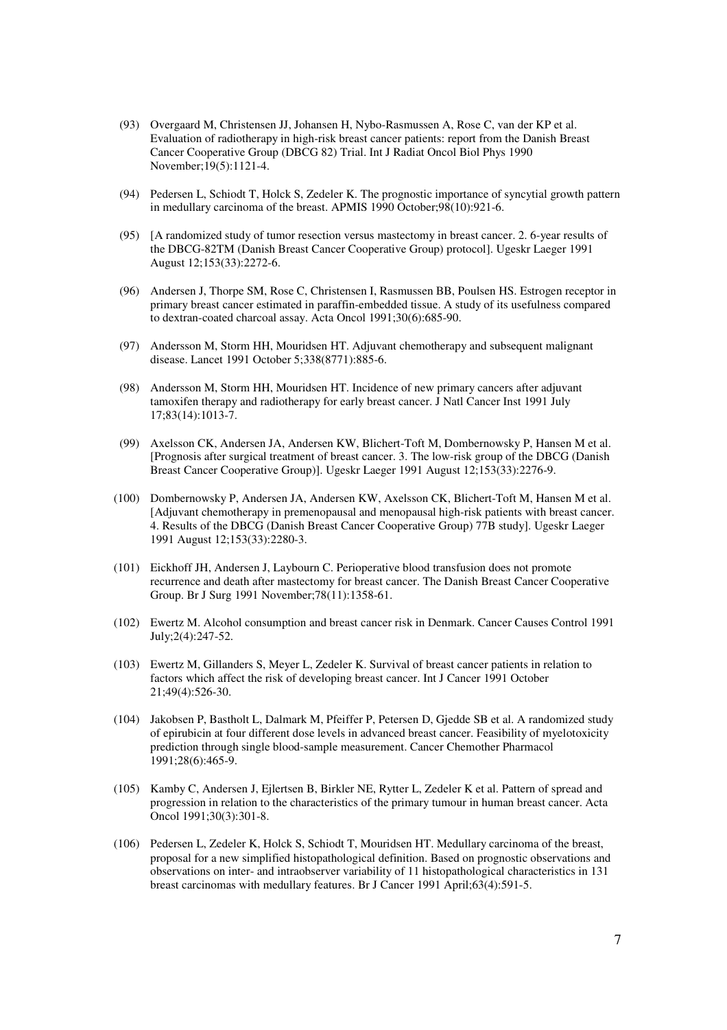(93) Overgaard M, Christensen JJ, Johansen H, Nybo-Rasmussen A, Rose C, van der KP et al. Evaluation of radiotherapy in high-risk breast cancer patients: report from the Danish Breast Cancer Cooperative Group (DBCG 82) Trial. Int J Radiat Oncol Biol Phys 1990 November;19(5):1121-4.

(94) Pedersen L, Schiodt T, Holck S, Zedeler K. The prognostic importance of syncytial growth pattern in medullary carcinoma of the breast. APMIS 1990 October;98(10):921-6.

(95) [A randomized study of tumor resection versus mastectomy in breast cancer. 2. 6-year results of the DBCG-82TM (Danish Breast Cancer Cooperative Group) protocol]. Ugeskr Laeger 1991 August 12;153(33):2272-6.

(96) Andersen J, Thorpe SM, Rose C, Christensen I, Rasmussen BB, Poulsen HS. Estrogen receptor in primary breast cancer estimated in paraffin-embedded tissue. A study of its usefulness compared to dextran-coated charcoal assay. Acta Oncol 1991;30(6):685-90.

(97) Andersson M, Storm HH, Mouridsen HT. Adjuvant chemotherapy and subsequent malignant disease. Lancet 1991 October 5;338(8771):885-6.

(98) Andersson M, Storm HH, Mouridsen HT. Incidence of new primary cancers after adjuvant tamoxifen therapy and radiotherapy for early breast cancer. J Natl Cancer Inst 1991 July 17;83(14):1013-7.

(99) Axelsson CK, Andersen JA, Andersen KW, Blichert-Toft M, Dombernowsky P, Hansen M et al. [Prognosis after surgical treatment of breast cancer. 3. The low-risk group of the DBCG (Danish Breast Cancer Cooperative Group)]. Ugeskr Laeger 1991 August 12;153(33):2276-9.

(100) Dombernowsky P, Andersen JA, Andersen KW, Axelsson CK, Blichert-Toft M, Hansen M et al. [Adjuvant chemotherapy in premenopausal and menopausal high-risk patients with breast cancer. 4. Results of the DBCG (Danish Breast Cancer Cooperative Group) 77B study]. Ugeskr Laeger 1991 August 12;153(33):2280-3.

(101) Eickhoff JH, Andersen J, Laybourn C. Perioperative blood transfusion does not promote recurrence and death after mastectomy for breast cancer. The Danish Breast Cancer Cooperative Group. Br J Surg 1991 November;78(11):1358-61.

(102) Ewertz M. Alcohol consumption and breast cancer risk in Denmark. Cancer Causes Control 1991 July;2(4):247-52.

(103) Ewertz M, Gillanders S, Meyer L, Zedeler K. Survival of breast cancer patients in relation to factors which affect the risk of developing breast cancer. Int J Cancer 1991 October 21;49(4):526-30.

(104) Jakobsen P, Bastholt L, Dalmark M, Pfeiffer P, Petersen D, Gjedde SB et al. A randomized study of epirubicin at four different dose levels in advanced breast cancer. Feasibility of myelotoxicity prediction through single blood-sample measurement. Cancer Chemother Pharmacol 1991;28(6):465-9.

(105) Kamby C, Andersen J, Ejlertsen B, Birkler NE, Rytter L, Zedeler K et al. Pattern of spread and progression in relation to the characteristics of the primary tumour in human breast cancer. Acta Oncol 1991;30(3):301-8.

(106) Pedersen L, Zedeler K, Holck S, Schiodt T, Mouridsen HT. Medullary carcinoma of the breast, proposal for a new simplified histopathological definition. Based on prognostic observations and observations on inter- and intraobserver variability of 11 histopathological characteristics in 131 breast carcinomas with medullary features. Br J Cancer 1991 April;63(4):591-5.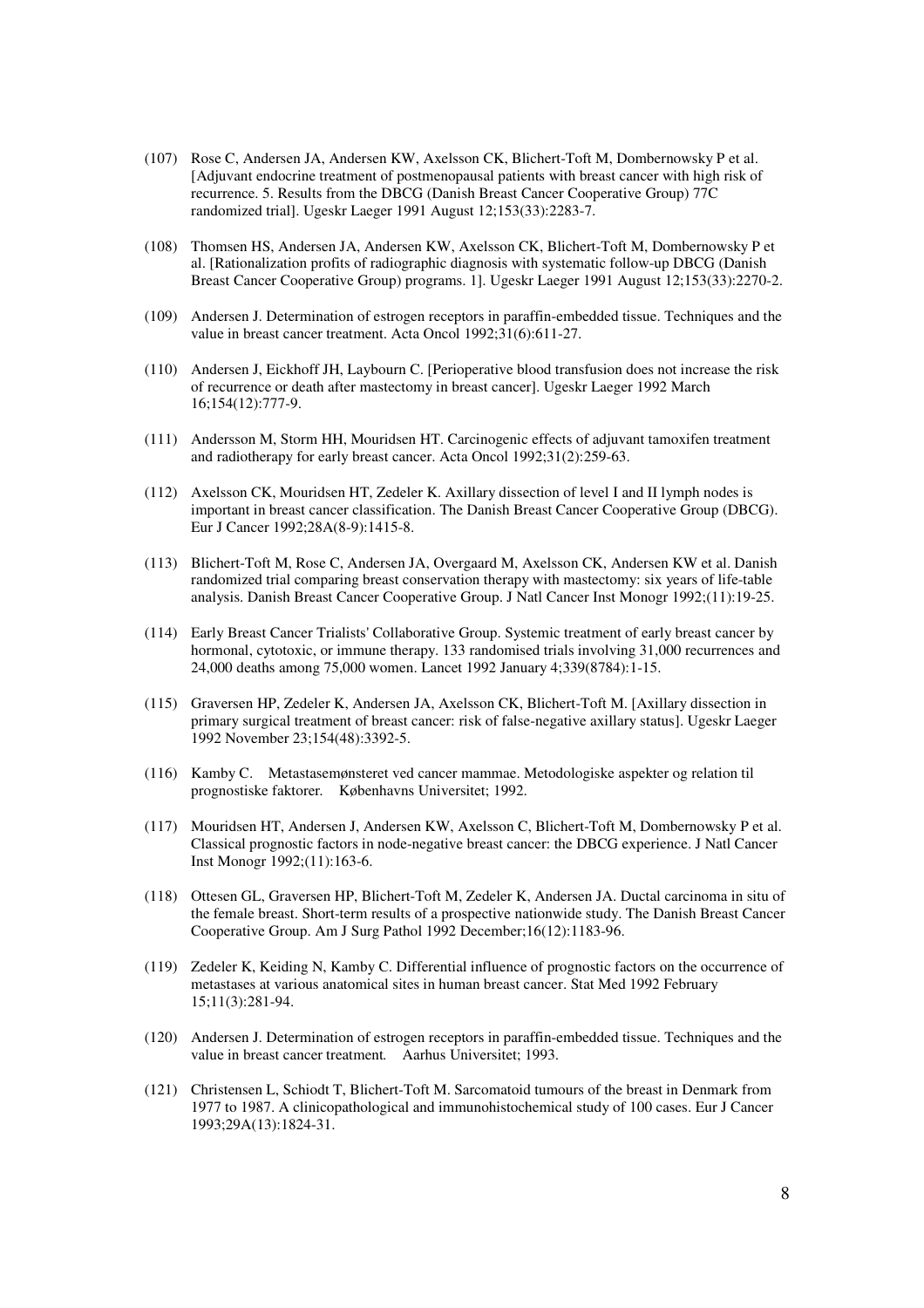(107) Rose C, Andersen JA, Andersen KW, Axelsson CK, Blichert-Toft M, Dombernowsky P et al. [Adjuvant endocrine treatment of postmenopausal patients with breast cancer with high risk of recurrence. 5. Results from the DBCG (Danish Breast Cancer Cooperative Group) 77C randomized trial]. Ugeskr Laeger 1991 August 12;153(33):2283-7.

(108) Thomsen HS, Andersen JA, Andersen KW, Axelsson CK, Blichert-Toft M, Dombernowsky P et al. [Rationalization profits of radiographic diagnosis with systematic follow-up DBCG (Danish Breast Cancer Cooperative Group) programs. 1]. Ugeskr Laeger 1991 August 12;153(33):2270-2.

(109) Andersen J. Determination of estrogen receptors in paraffin-embedded tissue. Techniques and the value in breast cancer treatment. Acta Oncol 1992;31(6):611-27.

(110) Andersen J, Eickhoff JH, Laybourn C. [Perioperative blood transfusion does not increase the risk of recurrence or death after mastectomy in breast cancer]. Ugeskr Laeger 1992 March 16;154(12):777-9.

(111) Andersson M, Storm HH, Mouridsen HT. Carcinogenic effects of adjuvant tamoxifen treatment and radiotherapy for early breast cancer. Acta Oncol 1992;31(2):259-63.

(112) Axelsson CK, Mouridsen HT, Zedeler K. Axillary dissection of level I and II lymph nodes is important in breast cancer classification. The Danish Breast Cancer Cooperative Group (DBCG). Eur J Cancer 1992;28A(8-9):1415-8.

(113) Blichert-Toft M, Rose C, Andersen JA, Overgaard M, Axelsson CK, Andersen KW et al. Danish randomized trial comparing breast conservation therapy with mastectomy: six years of life-table analysis. Danish Breast Cancer Cooperative Group. J Natl Cancer Inst Monogr 1992;(11):19-25.

(114) Early Breast Cancer Trialists' Collaborative Group. Systemic treatment of early breast cancer by hormonal, cytotoxic, or immune therapy. 133 randomised trials involving 31,000 recurrences and 24,000 deaths among 75,000 women. Lancet 1992 January 4;339(8784):1-15.

(115) Graversen HP, Zedeler K, Andersen JA, Axelsson CK, Blichert-Toft M. [Axillary dissection in primary surgical treatment of breast cancer: risk of false-negative axillary status]. Ugeskr Laeger 1992 November 23;154(48):3392-5.

(116) Kamby C. Metastasemønsteret ved cancer mammae. Metodologiske aspekter og relation til prognostiske faktorer. Københavns Universitet; 1992.

(117) Mouridsen HT, Andersen J, Andersen KW, Axelsson C, Blichert-Toft M, Dombernowsky P et al. Classical prognostic factors in node-negative breast cancer: the DBCG experience. J Natl Cancer Inst Monogr 1992;(11):163-6.

(118) Ottesen GL, Graversen HP, Blichert-Toft M, Zedeler K, Andersen JA. Ductal carcinoma in situ of the female breast. Short-term results of a prospective nationwide study. The Danish Breast Cancer Cooperative Group. Am J Surg Pathol 1992 December;16(12):1183-96.

(119) Zedeler K, Keiding N, Kamby C. Differential influence of prognostic factors on the occurrence of metastases at various anatomical sites in human breast cancer. Stat Med 1992 February 15;11(3):281-94.

(120) Andersen J. Determination of estrogen receptors in paraffin-embedded tissue. Techniques and the value in breast cancer treatment. Aarhus Universitet; 1993.

(121) Christensen L, Schiodt T, Blichert-Toft M. Sarcomatoid tumours of the breast in Denmark from 1977 to 1987. A clinicopathological and immunohistochemical study of 100 cases. Eur J Cancer 1993;29A(13):1824-31.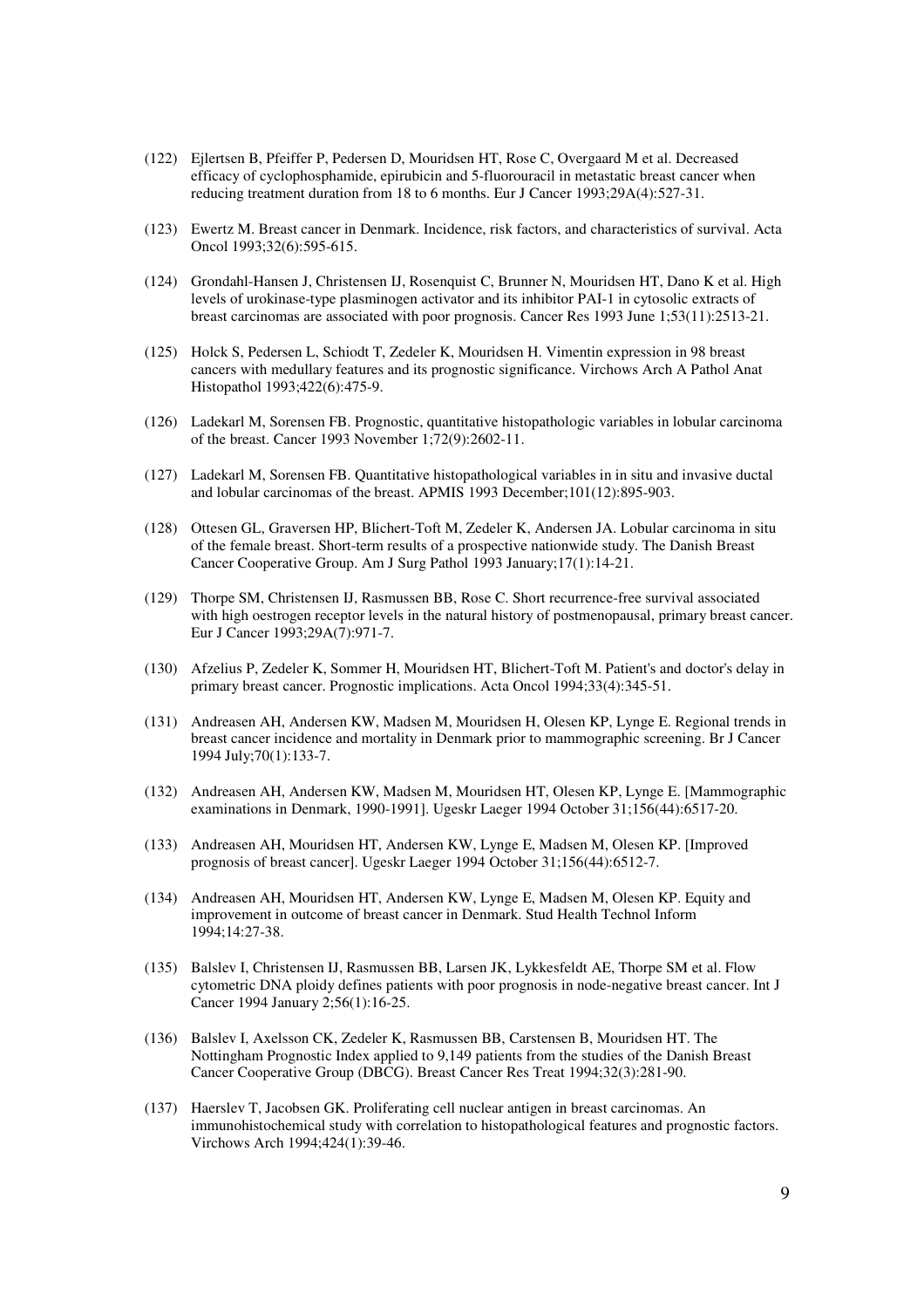(122) Ejlertsen B, Pfeiffer P, Pedersen D, Mouridsen HT, Rose C, Overgaard M et al. Decreased efficacy of cyclophosphamide, epirubicin and 5-fluorouracil in metastatic breast cancer when reducing treatment duration from 18 to 6 months. Eur J Cancer 1993;29A(4):527-31.

(123) Ewertz M. Breast cancer in Denmark. Incidence, risk factors, and characteristics of survival. Acta Oncol 1993;32(6):595-615.

(124) Grondahl-Hansen J, Christensen IJ, Rosenquist C, Brunner N, Mouridsen HT, Dano K et al. High levels of urokinase-type plasminogen activator and its inhibitor PAI-1 in cytosolic extracts of breast carcinomas are associated with poor prognosis. Cancer Res 1993 June 1;53(11):2513-21.

(125) Holck S, Pedersen L, Schiodt T, Zedeler K, Mouridsen H. Vimentin expression in 98 breast cancers with medullary features and its prognostic significance. Virchows Arch A Pathol Anat Histopathol 1993;422(6):475-9.

(126) Ladekarl M, Sorensen FB. Prognostic, quantitative histopathologic variables in lobular carcinoma of the breast. Cancer 1993 November 1;72(9):2602-11.

(127) Ladekarl M, Sorensen FB. Quantitative histopathological variables in in situ and invasive ductal and lobular carcinomas of the breast. APMIS 1993 December;101(12):895-903.

(128) Ottesen GL, Graversen HP, Blichert-Toft M, Zedeler K, Andersen JA. Lobular carcinoma in situ of the female breast. Short-term results of a prospective nationwide study. The Danish Breast Cancer Cooperative Group. Am J Surg Pathol 1993 January;17(1):14-21.

(129) Thorpe SM, Christensen IJ, Rasmussen BB, Rose C. Short recurrence-free survival associated with high oestrogen receptor levels in the natural history of postmenopausal, primary breast cancer. Eur J Cancer 1993;29A(7):971-7.

(130) Afzelius P, Zedeler K, Sommer H, Mouridsen HT, Blichert-Toft M. Patient's and doctor's delay in primary breast cancer. Prognostic implications. Acta Oncol 1994;33(4):345-51.

(131) Andreasen AH, Andersen KW, Madsen M, Mouridsen H, Olesen KP, Lynge E. Regional trends in breast cancer incidence and mortality in Denmark prior to mammographic screening. Br J Cancer 1994 July;70(1):133-7.

(132) Andreasen AH, Andersen KW, Madsen M, Mouridsen HT, Olesen KP, Lynge E. [Mammographic examinations in Denmark, 1990-1991]. Ugeskr Laeger 1994 October 31;156(44):6517-20.

(133) Andreasen AH, Mouridsen HT, Andersen KW, Lynge E, Madsen M, Olesen KP. [Improved prognosis of breast cancer]. Ugeskr Laeger 1994 October 31;156(44):6512-7.

(134) Andreasen AH, Mouridsen HT, Andersen KW, Lynge E, Madsen M, Olesen KP. Equity and improvement in outcome of breast cancer in Denmark. Stud Health Technol Inform 1994;14:27-38.

(135) Balslev I, Christensen IJ, Rasmussen BB, Larsen JK, Lykkesfeldt AE, Thorpe SM et al. Flow cytometric DNA ploidy defines patients with poor prognosis in node-negative breast cancer. Int J Cancer 1994 January 2;56(1):16-25.

(136) Balslev I, Axelsson CK, Zedeler K, Rasmussen BB, Carstensen B, Mouridsen HT. The Nottingham Prognostic Index applied to 9,149 patients from the studies of the Danish Breast Cancer Cooperative Group (DBCG). Breast Cancer Res Treat 1994;32(3):281-90.

(137) Haerslev T, Jacobsen GK. Proliferating cell nuclear antigen in breast carcinomas. An immunohistochemical study with correlation to histopathological features and prognostic factors. Virchows Arch 1994;424(1):39-46.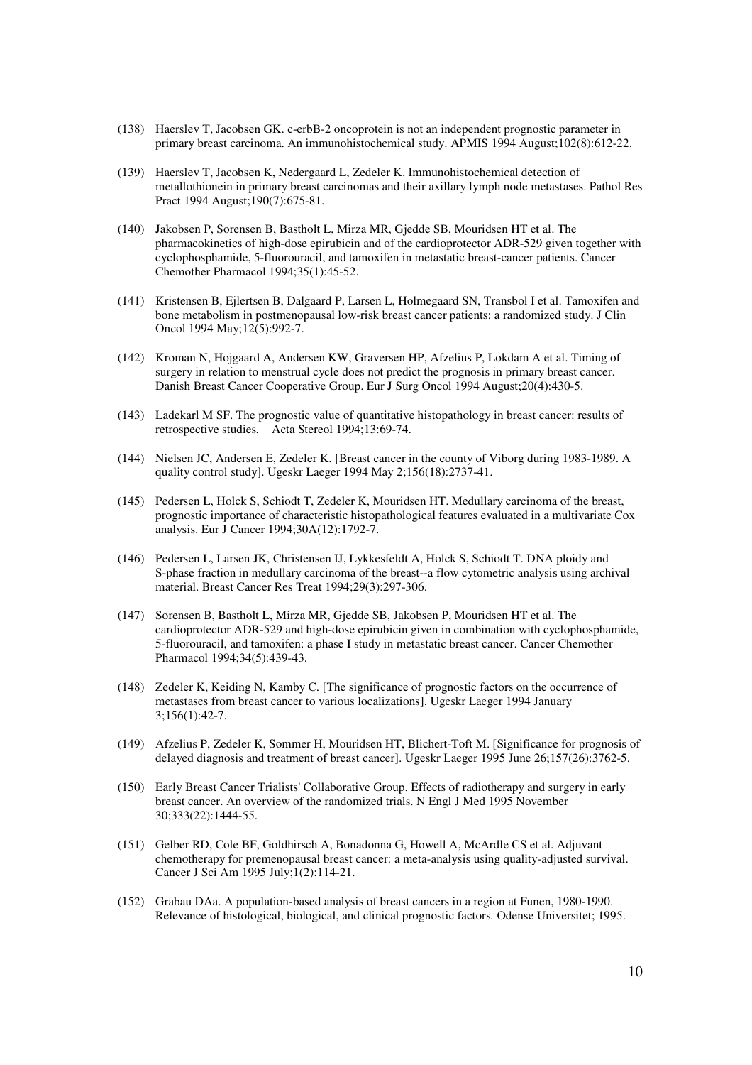(138) Haerslev T, Jacobsen GK. c-erbB-2 oncoprotein is not an independent prognostic parameter in primary breast carcinoma. An immunohistochemical study. APMIS 1994 August;102(8):612-22.

(139) Haerslev T, Jacobsen K, Nedergaard L, Zedeler K. Immunohistochemical detection of metallothionein in primary breast carcinomas and their axillary lymph node metastases. Pathol Res Pract 1994 August;190(7):675-81.

(140) Jakobsen P, Sorensen B, Bastholt L, Mirza MR, Gjedde SB, Mouridsen HT et al. The pharmacokinetics of high-dose epirubicin and of the cardioprotector ADR-529 given together with cyclophosphamide, 5-fluorouracil, and tamoxifen in metastatic breast-cancer patients. Cancer Chemother Pharmacol 1994;35(1):45-52.

(141) Kristensen B, Ejlertsen B, Dalgaard P, Larsen L, Holmegaard SN, Transbol I et al. Tamoxifen and bone metabolism in postmenopausal low-risk breast cancer patients: a randomized study. J Clin Oncol 1994 May;12(5):992-7.

(142) Kroman N, Hojgaard A, Andersen KW, Graversen HP, Afzelius P, Lokdam A et al. Timing of surgery in relation to menstrual cycle does not predict the prognosis in primary breast cancer. Danish Breast Cancer Cooperative Group. Eur J Surg Oncol 1994 August;20(4):430-5.

(143) Ladekarl M SF. The prognostic value of quantitative histopathology in breast cancer: results of retrospective studies. Acta Stereol 1994;13:69-74.

(144) Nielsen JC, Andersen E, Zedeler K. [Breast cancer in the county of Viborg during 1983-1989. A quality control study]. Ugeskr Laeger 1994 May 2;156(18):2737-41.

(145) Pedersen L, Holck S, Schiodt T, Zedeler K, Mouridsen HT. Medullary carcinoma of the breast, prognostic importance of characteristic histopathological features evaluated in a multivariate Cox analysis. Eur J Cancer 1994;30A(12):1792-7.

(146) Pedersen L, Larsen JK, Christensen IJ, Lykkesfeldt A, Holck S, Schiodt T. DNA ploidy and S-phase fraction in medullary carcinoma of the breast--a flow cytometric analysis using archival material. Breast Cancer Res Treat 1994;29(3):297-306.

(147) Sorensen B, Bastholt L, Mirza MR, Gjedde SB, Jakobsen P, Mouridsen HT et al. The cardioprotector ADR-529 and high-dose epirubicin given in combination with cyclophosphamide, 5-fluorouracil, and tamoxifen: a phase I study in metastatic breast cancer. Cancer Chemother Pharmacol 1994;34(5):439-43.

(148) Zedeler K, Keiding N, Kamby C. [The significance of prognostic factors on the occurrence of metastases from breast cancer to various localizations]. Ugeskr Laeger 1994 January 3;156(1):42-7.

(149) Afzelius P, Zedeler K, Sommer H, Mouridsen HT, Blichert-Toft M. [Significance for prognosis of delayed diagnosis and treatment of breast cancer]. Ugeskr Laeger 1995 June 26;157(26):3762-5.

(150) Early Breast Cancer Trialists' Collaborative Group. Effects of radiotherapy and surgery in early breast cancer. An overview of the randomized trials. N Engl J Med 1995 November 30;333(22):1444-55.

(151) Gelber RD, Cole BF, Goldhirsch A, Bonadonna G, Howell A, McArdle CS et al. Adjuvant chemotherapy for premenopausal breast cancer: a meta-analysis using quality-adjusted survival. Cancer J Sci Am 1995 July;1(2):114-21.

(152) Grabau DAa. A population-based analysis of breast cancers in a region at Funen, 1980-1990. Relevance of histological, biological, and clinical prognostic factors. Odense Universitet; 1995.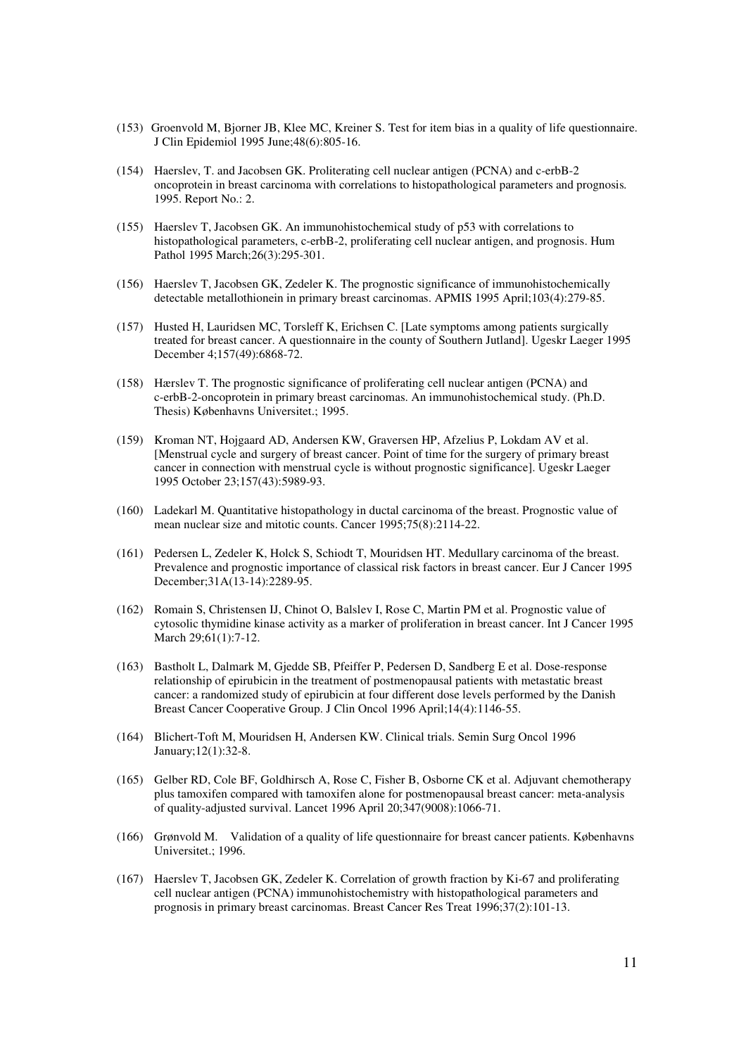(153) Groenvold M, Bjorner JB, Klee MC, Kreiner S. Test for item bias in a quality of life questionnaire. J Clin Epidemiol 1995 June;48(6):805-16.

(154) Haerslev, T. and Jacobsen GK. Proliterating cell nuclear antigen (PCNA) and c-erbB-2 oncoprotein in breast carcinoma with correlations to histopathological parameters and prognosis. 1995. Report No.: 2.

(155) Haerslev T, Jacobsen GK. An immunohistochemical study of p53 with correlations to histopathological parameters, c-erbB-2, proliferating cell nuclear antigen, and prognosis. Hum Pathol 1995 March;26(3):295-301.

(156) Haerslev T, Jacobsen GK, Zedeler K. The prognostic significance of immunohistochemically detectable metallothionein in primary breast carcinomas. APMIS 1995 April;103(4):279-85.

(157) Husted H, Lauridsen MC, Torsleff K, Erichsen C. [Late symptoms among patients surgically treated for breast cancer. A questionnaire in the county of Southern Jutland]. Ugeskr Laeger 1995 December 4;157(49):6868-72.

(158) Hærslev T. The prognostic significance of proliferating cell nuclear antigen (PCNA) and c-erbB-2-oncoprotein in primary breast carcinomas. An immunohistochemical study. (Ph.D. Thesis) Københavns Universitet.; 1995.

(159) Kroman NT, Hojgaard AD, Andersen KW, Graversen HP, Afzelius P, Lokdam AV et al. [Menstrual cycle and surgery of breast cancer. Point of time for the surgery of primary breast cancer in connection with menstrual cycle is without prognostic significance]. Ugeskr Laeger 1995 October 23;157(43):5989-93.

(160) Ladekarl M. Quantitative histopathology in ductal carcinoma of the breast. Prognostic value of mean nuclear size and mitotic counts. Cancer 1995;75(8):2114-22.

(161) Pedersen L, Zedeler K, Holck S, Schiodt T, Mouridsen HT. Medullary carcinoma of the breast. Prevalence and prognostic importance of classical risk factors in breast cancer. Eur J Cancer 1995 December;31A(13-14):2289-95.

(162) Romain S, Christensen IJ, Chinot O, Balslev I, Rose C, Martin PM et al. Prognostic value of cytosolic thymidine kinase activity as a marker of proliferation in breast cancer. Int J Cancer 1995 March 29;61(1):7-12.

(163) Bastholt L, Dalmark M, Gjedde SB, Pfeiffer P, Pedersen D, Sandberg E et al. Dose-response relationship of epirubicin in the treatment of postmenopausal patients with metastatic breast cancer: a randomized study of epirubicin at four different dose levels performed by the Danish Breast Cancer Cooperative Group. J Clin Oncol 1996 April;14(4):1146-55.

(164) Blichert-Toft M, Mouridsen H, Andersen KW. Clinical trials. Semin Surg Oncol 1996 January;12(1):32-8.

(165) Gelber RD, Cole BF, Goldhirsch A, Rose C, Fisher B, Osborne CK et al. Adjuvant chemotherapy plus tamoxifen compared with tamoxifen alone for postmenopausal breast cancer: meta-analysis of quality-adjusted survival. Lancet 1996 April 20;347(9008):1066-71.

(166) Grønvold M. Validation of a quality of life questionnaire for breast cancer patients. Københavns Universitet.; 1996.

(167) Haerslev T, Jacobsen GK, Zedeler K. Correlation of growth fraction by Ki-67 and proliferating cell nuclear antigen (PCNA) immunohistochemistry with histopathological parameters and prognosis in primary breast carcinomas. Breast Cancer Res Treat 1996;37(2):101-13.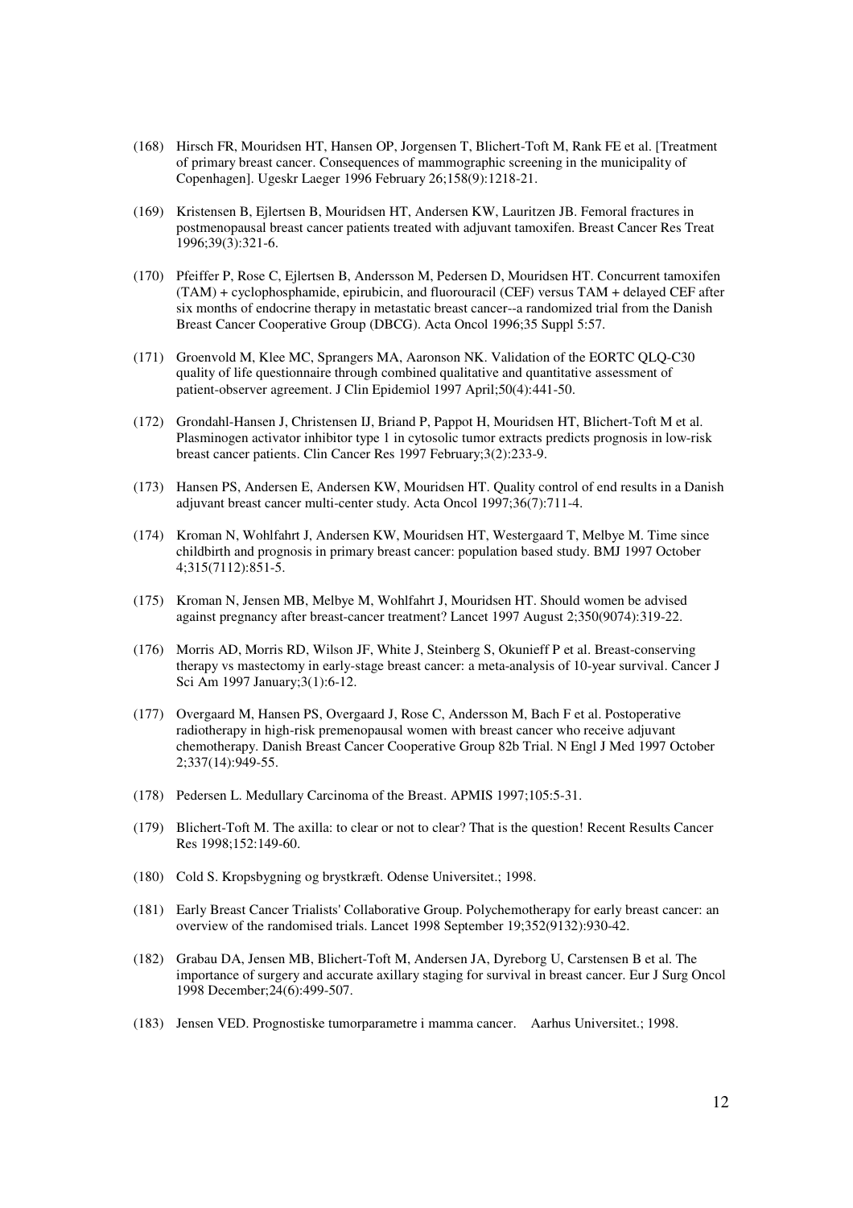(168) Hirsch FR, Mouridsen HT, Hansen OP, Jorgensen T, Blichert-Toft M, Rank FE et al. [Treatment of primary breast cancer. Consequences of mammographic screening in the municipality of Copenhagen]. Ugeskr Laeger 1996 February 26;158(9):1218-21.

(169) Kristensen B, Ejlertsen B, Mouridsen HT, Andersen KW, Lauritzen JB. Femoral fractures in postmenopausal breast cancer patients treated with adjuvant tamoxifen. Breast Cancer Res Treat 1996;39(3):321-6.

(170) Pfeiffer P, Rose C, Ejlertsen B, Andersson M, Pedersen D, Mouridsen HT. Concurrent tamoxifen (TAM) + cyclophosphamide, epirubicin, and fluorouracil (CEF) versus TAM + delayed CEF after six months of endocrine therapy in metastatic breast cancer--a randomized trial from the Danish Breast Cancer Cooperative Group (DBCG). Acta Oncol 1996;35 Suppl 5:57.

(171) Groenvold M, Klee MC, Sprangers MA, Aaronson NK. Validation of the EORTC QLQ-C30 quality of life questionnaire through combined qualitative and quantitative assessment of patient-observer agreement. J Clin Epidemiol 1997 April;50(4):441-50.

(172) Grondahl-Hansen J, Christensen IJ, Briand P, Pappot H, Mouridsen HT, Blichert-Toft M et al. Plasminogen activator inhibitor type 1 in cytosolic tumor extracts predicts prognosis in low-risk breast cancer patients. Clin Cancer Res 1997 February;3(2):233-9.

(173) Hansen PS, Andersen E, Andersen KW, Mouridsen HT. Quality control of end results in a Danish adjuvant breast cancer multi-center study. Acta Oncol 1997;36(7):711-4.

(174) Kroman N, Wohlfahrt J, Andersen KW, Mouridsen HT, Westergaard T, Melbye M. Time since childbirth and prognosis in primary breast cancer: population based study. BMJ 1997 October 4;315(7112):851-5.

(175) Kroman N, Jensen MB, Melbye M, Wohlfahrt J, Mouridsen HT. Should women be advised against pregnancy after breast-cancer treatment? Lancet 1997 August 2;350(9074):319-22.

(176) Morris AD, Morris RD, Wilson JF, White J, Steinberg S, Okunieff P et al. Breast-conserving therapy vs mastectomy in early-stage breast cancer: a meta-analysis of 10-year survival. Cancer J Sci Am 1997 January;3(1):6-12.

(177) Overgaard M, Hansen PS, Overgaard J, Rose C, Andersson M, Bach F et al. Postoperative radiotherapy in high-risk premenopausal women with breast cancer who receive adjuvant chemotherapy. Danish Breast Cancer Cooperative Group 82b Trial. N Engl J Med 1997 October 2;337(14):949-55.

(178) Pedersen L. Medullary Carcinoma of the Breast. APMIS 1997;105:5-31.

(179) Blichert-Toft M. The axilla: to clear or not to clear? That is the question! Recent Results Cancer Res 1998;152:149-60.

(180) Cold S. Kropsbygning og brystkræft. Odense Universitet.; 1998.

(181) Early Breast Cancer Trialists' Collaborative Group. Polychemotherapy for early breast cancer: an overview of the randomised trials. Lancet 1998 September 19;352(9132):930-42.

(182) Grabau DA, Jensen MB, Blichert-Toft M, Andersen JA, Dyreborg U, Carstensen B et al. The importance of surgery and accurate axillary staging for survival in breast cancer. Eur J Surg Oncol 1998 December;24(6):499-507.

(183) Jensen VED. Prognostiske tumorparametre i mamma cancer. Aarhus Universitet.; 1998.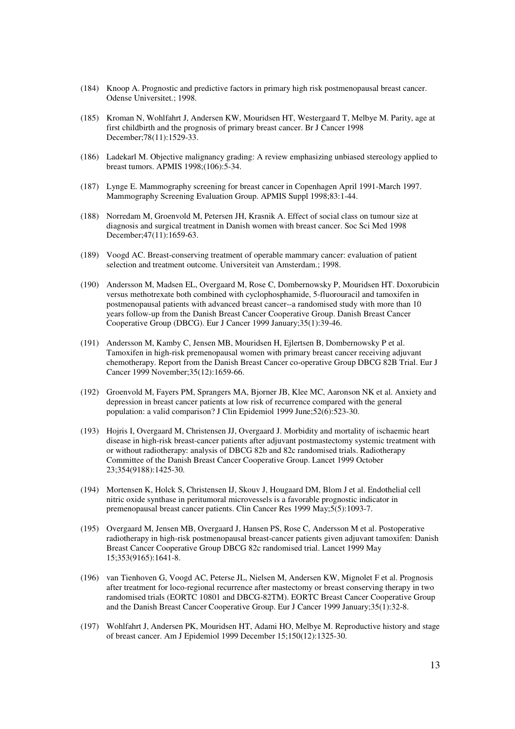(184) Knoop A. Prognostic and predictive factors in primary high risk postmenopausal breast cancer. Odense Universitet.; 1998.

(185) Kroman N, Wohlfahrt J, Andersen KW, Mouridsen HT, Westergaard T, Melbye M. Parity, age at first childbirth and the prognosis of primary breast cancer. Br J Cancer 1998 December;78(11):1529-33.

(186) Ladekarl M. Objective malignancy grading: A review emphasizing unbiased stereology applied to breast tumors. APMIS 1998;(106):5-34.

(187) Lynge E. Mammography screening for breast cancer in Copenhagen April 1991-March 1997. Mammography Screening Evaluation Group. APMIS Suppl 1998;83:1-44.

(188) Norredam M, Groenvold M, Petersen JH, Krasnik A. Effect of social class on tumour size at diagnosis and surgical treatment in Danish women with breast cancer. Soc Sci Med 1998 December;47(11):1659-63.

(189) Voogd AC. Breast-conserving treatment of operable mammary cancer: evaluation of patient selection and treatment outcome. Universiteit van Amsterdam.; 1998.

(190) Andersson M, Madsen EL, Overgaard M, Rose C, Dombernowsky P, Mouridsen HT. Doxorubicin versus methotrexate both combined with cyclophosphamide, 5-fluorouracil and tamoxifen in postmenopausal patients with advanced breast cancer--a randomised study with more than 10 years follow-up from the Danish Breast Cancer Cooperative Group. Danish Breast Cancer Cooperative Group (DBCG). Eur J Cancer 1999 January;35(1):39-46.

(191) Andersson M, Kamby C, Jensen MB, Mouridsen H, Ejlertsen B, Dombernowsky P et al. Tamoxifen in high-risk premenopausal women with primary breast cancer receiving adjuvant chemotherapy. Report from the Danish Breast Cancer co-operative Group DBCG 82B Trial. Eur J Cancer 1999 November;35(12):1659-66.

(192) Groenvold M, Fayers PM, Sprangers MA, Bjorner JB, Klee MC, Aaronson NK et al. Anxiety and depression in breast cancer patients at low risk of recurrence compared with the general population: a valid comparison? J Clin Epidemiol 1999 June;52(6):523-30.

(193) Hojris I, Overgaard M, Christensen JJ, Overgaard J. Morbidity and mortality of ischaemic heart disease in high-risk breast-cancer patients after adjuvant postmastectomy systemic treatment with or without radiotherapy: analysis of DBCG 82b and 82c randomised trials. Radiotherapy Committee of the Danish Breast Cancer Cooperative Group. Lancet 1999 October 23;354(9188):1425-30.

(194) Mortensen K, Holck S, Christensen IJ, Skouv J, Hougaard DM, Blom J et al. Endothelial cell nitric oxide synthase in peritumoral microvessels is a favorable prognostic indicator in premenopausal breast cancer patients. Clin Cancer Res 1999 May;5(5):1093-7.

(195) Overgaard M, Jensen MB, Overgaard J, Hansen PS, Rose C, Andersson M et al. Postoperative radiotherapy in high-risk postmenopausal breast-cancer patients given adjuvant tamoxifen: Danish Breast Cancer Cooperative Group DBCG 82c randomised trial. Lancet 1999 May 15;353(9165):1641-8.

(196) van Tienhoven G, Voogd AC, Peterse JL, Nielsen M, Andersen KW, Mignolet F et al. Prognosis after treatment for loco-regional recurrence after mastectomy or breast conserving therapy in two randomised trials (EORTC 10801 and DBCG-82TM). EORTC Breast Cancer Cooperative Group and the Danish Breast Cancer Cooperative Group. Eur J Cancer 1999 January;35(1):32-8.

(197) Wohlfahrt J, Andersen PK, Mouridsen HT, Adami HO, Melbye M. Reproductive history and stage of breast cancer. Am J Epidemiol 1999 December 15;150(12):1325-30.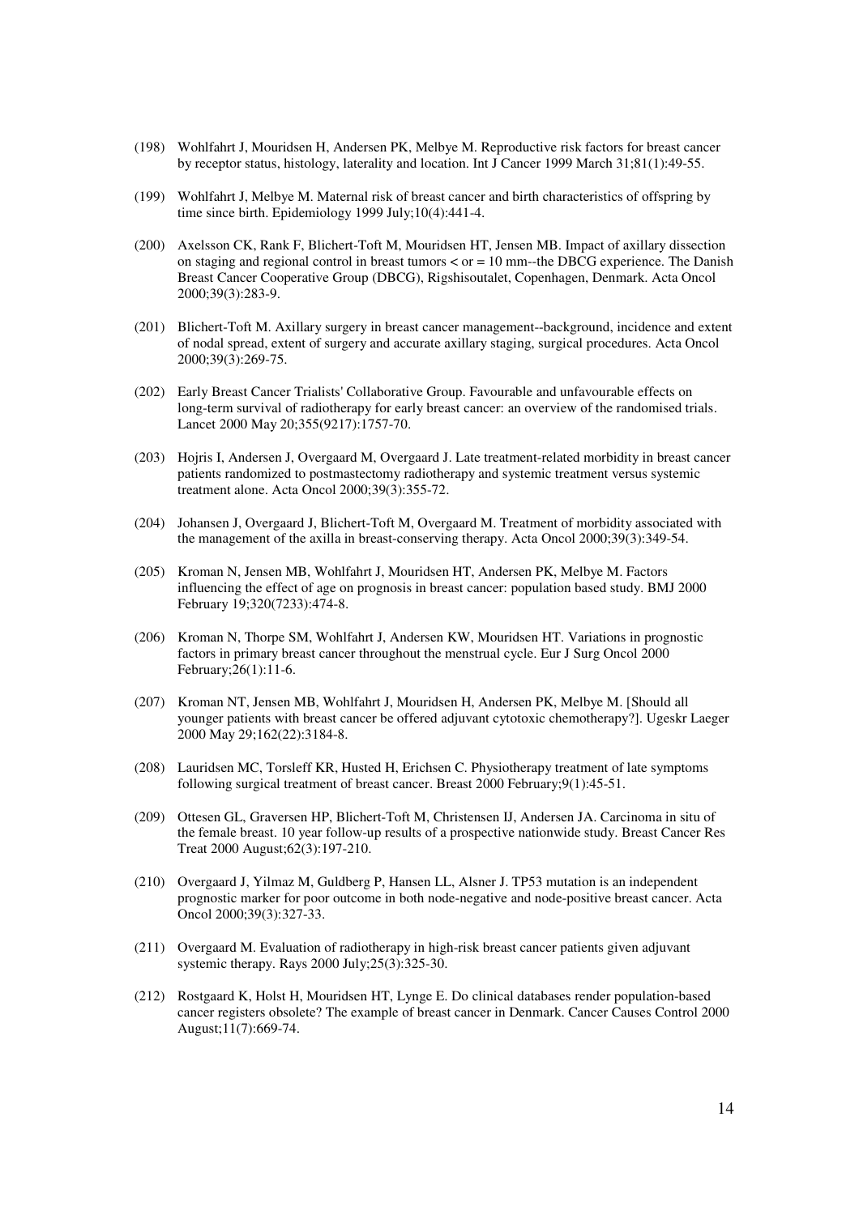(198) Wohlfahrt J, Mouridsen H, Andersen PK, Melbye M. Reproductive risk factors for breast cancer by receptor status, histology, laterality and location. Int J Cancer 1999 March 31;81(1):49-55.

(199) Wohlfahrt J, Melbye M. Maternal risk of breast cancer and birth characteristics of offspring by time since birth. Epidemiology 1999 July;10(4):441-4.

(200) Axelsson CK, Rank F, Blichert-Toft M, Mouridsen HT, Jensen MB. Impact of axillary dissection on staging and regional control in breast tumors < or = 10 mm--the DBCG experience. The Danish Breast Cancer Cooperative Group (DBCG), Rigshisoutalet, Copenhagen, Denmark. Acta Oncol 2000;39(3):283-9.

(201) Blichert-Toft M. Axillary surgery in breast cancer management--background, incidence and extent of nodal spread, extent of surgery and accurate axillary staging, surgical procedures. Acta Oncol 2000;39(3):269-75.

(202) Early Breast Cancer Trialists' Collaborative Group. Favourable and unfavourable effects on long-term survival of radiotherapy for early breast cancer: an overview of the randomised trials. Lancet 2000 May 20;355(9217):1757-70.

(203) Hojris I, Andersen J, Overgaard M, Overgaard J. Late treatment-related morbidity in breast cancer patients randomized to postmastectomy radiotherapy and systemic treatment versus systemic treatment alone. Acta Oncol 2000;39(3):355-72.

(204) Johansen J, Overgaard J, Blichert-Toft M, Overgaard M. Treatment of morbidity associated with the management of the axilla in breast-conserving therapy. Acta Oncol 2000;39(3):349-54.

(205) Kroman N, Jensen MB, Wohlfahrt J, Mouridsen HT, Andersen PK, Melbye M. Factors influencing the effect of age on prognosis in breast cancer: population based study. BMJ 2000 February 19;320(7233):474-8.

(206) Kroman N, Thorpe SM, Wohlfahrt J, Andersen KW, Mouridsen HT. Variations in prognostic factors in primary breast cancer throughout the menstrual cycle. Eur J Surg Oncol 2000 February;26(1):11-6.

(207) Kroman NT, Jensen MB, Wohlfahrt J, Mouridsen H, Andersen PK, Melbye M. [Should all younger patients with breast cancer be offered adjuvant cytotoxic chemotherapy?]. Ugeskr Laeger 2000 May 29;162(22):3184-8.

(208) Lauridsen MC, Torsleff KR, Husted H, Erichsen C. Physiotherapy treatment of late symptoms following surgical treatment of breast cancer. Breast 2000 February;9(1):45-51.

(209) Ottesen GL, Graversen HP, Blichert-Toft M, Christensen IJ, Andersen JA. Carcinoma in situ of the female breast. 10 year follow-up results of a prospective nationwide study. Breast Cancer Res Treat 2000 August;62(3):197-210.

(210) Overgaard J, Yilmaz M, Guldberg P, Hansen LL, Alsner J. TP53 mutation is an independent prognostic marker for poor outcome in both node-negative and node-positive breast cancer. Acta Oncol 2000;39(3):327-33.

(211) Overgaard M. Evaluation of radiotherapy in high-risk breast cancer patients given adjuvant systemic therapy. Rays 2000 July;25(3):325-30.

(212) Rostgaard K, Holst H, Mouridsen HT, Lynge E. Do clinical databases render population-based cancer registers obsolete? The example of breast cancer in Denmark. Cancer Causes Control 2000 August;11(7):669-74.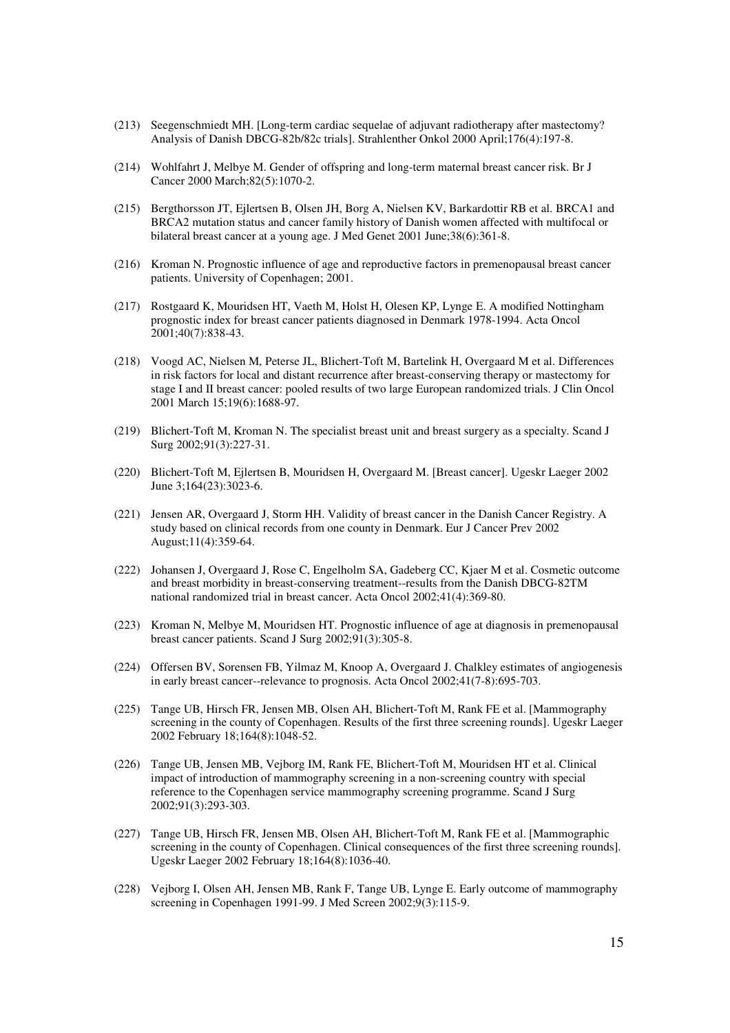(213) Seegenschmiedt MH. [Long-term cardiac sequelae of adjuvant radiotherapy after mastectomy? Analysis of Danish DBCG-82b/82c trials]. Strahlenther Onkol 2000 April;176(4):197-8.

(214) Wohlfahrt J, Melbye M. Gender of offspring and long-term maternal breast cancer risk. Br J Cancer 2000 March;82(5):1070-2.

(215) Bergthorsson JT, Ejlertsen B, Olsen JH, Borg A, Nielsen KV, Barkardottir RB et al. BRCA1 and BRCA2 mutation status and cancer family history of Danish women affected with multifocal or bilateral breast cancer at a young age. J Med Genet 2001 June;38(6):361-8.

(216) Kroman N. Prognostic influence of age and reproductive factors in premenopausal breast cancer patients. University of Copenhagen; 2001.

(217) Rostgaard K, Mouridsen HT, Vaeth M, Holst H, Olesen KP, Lynge E. A modified Nottingham prognostic index for breast cancer patients diagnosed in Denmark 1978-1994. Acta Oncol 2001;40(7):838-43.

(218) Voogd AC, Nielsen M, Peterse JL, Blichert-Toft M, Bartelink H, Overgaard M et al. Differences in risk factors for local and distant recurrence after breast-conserving therapy or mastectomy for stage I and II breast cancer: pooled results of two large European randomized trials. J Clin Oncol 2001 March 15;19(6):1688-97.

(219) Blichert-Toft M, Kroman N. The specialist breast unit and breast surgery as a specialty. Scand J Surg 2002;91(3):227-31.

(220) Blichert-Toft M, Ejlertsen B, Mouridsen H, Overgaard M. [Breast cancer]. Ugeskr Laeger 2002 June 3;164(23):3023-6.

(221) Jensen AR, Overgaard J, Storm HH. Validity of breast cancer in the Danish Cancer Registry. A study based on clinical records from one county in Denmark. Eur J Cancer Prev 2002 August;11(4):359-64.

(222) Johansen J, Overgaard J, Rose C, Engelholm SA, Gadeberg CC, Kjaer M et al. Cosmetic outcome and breast morbidity in breast-conserving treatment--results from the Danish DBCG-82TM national randomized trial in breast cancer. Acta Oncol 2002;41(4):369-80.

(223) Kroman N, Melbye M, Mouridsen HT. Prognostic influence of age at diagnosis in premenopausal breast cancer patients. Scand J Surg 2002;91(3):305-8.

(224) Offersen BV, Sorensen FB, Yilmaz M, Knoop A, Overgaard J. Chalkley estimates of angiogenesis in early breast cancer--relevance to prognosis. Acta Oncol 2002;41(7-8):695-703.

(225) Tange UB, Hirsch FR, Jensen MB, Olsen AH, Blichert-Toft M, Rank FE et al. [Mammography screening in the county of Copenhagen. Results of the first three screening rounds]. Ugeskr Laeger 2002 February 18;164(8):1048-52.

(226) Tange UB, Jensen MB, Vejborg IM, Rank FE, Blichert-Toft M, Mouridsen HT et al. Clinical impact of introduction of mammography screening in a non-screening country with special reference to the Copenhagen service mammography screening programme. Scand J Surg 2002;91(3):293-303.

(227) Tange UB, Hirsch FR, Jensen MB, Olsen AH, Blichert-Toft M, Rank FE et al. [Mammographic screening in the county of Copenhagen. Clinical consequences of the first three screening rounds]. Ugeskr Laeger 2002 February 18;164(8):1036-40.

(228) Vejborg I, Olsen AH, Jensen MB, Rank F, Tange UB, Lynge E. Early outcome of mammography screening in Copenhagen 1991-99. J Med Screen 2002;9(3):115-9.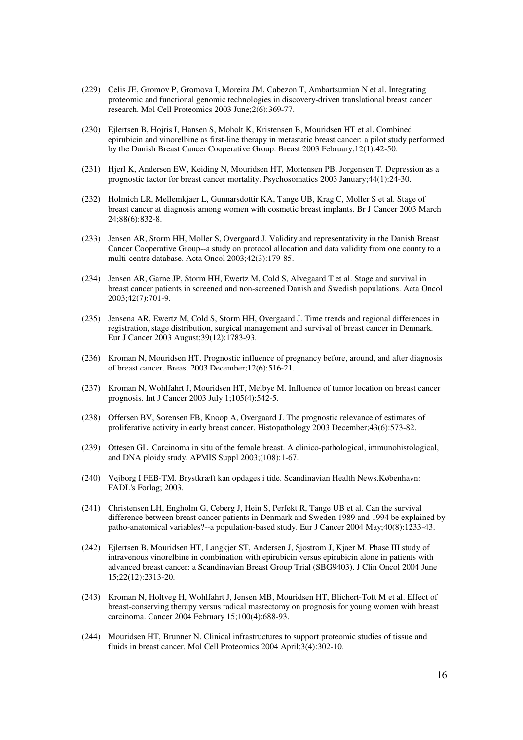(229) Celis JE, Gromov P, Gromova I, Moreira JM, Cabezon T, Ambartsumian N et al. Integrating proteomic and functional genomic technologies in discovery-driven translational breast cancer research. Mol Cell Proteomics 2003 June;2(6):369-77.

(230) Ejlertsen B, Hojris I, Hansen S, Moholt K, Kristensen B, Mouridsen HT et al. Combined epirubicin and vinorelbine as first-line therapy in metastatic breast cancer: a pilot study performed by the Danish Breast Cancer Cooperative Group. Breast 2003 February;12(1):42-50.

(231) Hjerl K, Andersen EW, Keiding N, Mouridsen HT, Mortensen PB, Jorgensen T. Depression as a prognostic factor for breast cancer mortality. Psychosomatics 2003 January;44(1):24-30.

(232) Holmich LR, Mellemkjaer L, Gunnarsdottir KA, Tange UB, Krag C, Moller S et al. Stage of breast cancer at diagnosis among women with cosmetic breast implants. Br J Cancer 2003 March 24;88(6):832-8.

(233) Jensen AR, Storm HH, Moller S, Overgaard J. Validity and representativity in the Danish Breast Cancer Cooperative Group--a study on protocol allocation and data validity from one county to a multi-centre database. Acta Oncol 2003;42(3):179-85.

(234) Jensen AR, Garne JP, Storm HH, Ewertz M, Cold S, Alvegaard T et al. Stage and survival in breast cancer patients in screened and non-screened Danish and Swedish populations. Acta Oncol 2003;42(7):701-9.

(235) Jensena AR, Ewertz M, Cold S, Storm HH, Overgaard J. Time trends and regional differences in registration, stage distribution, surgical management and survival of breast cancer in Denmark. Eur J Cancer 2003 August;39(12):1783-93.

(236) Kroman N, Mouridsen HT. Prognostic influence of pregnancy before, around, and after diagnosis of breast cancer. Breast 2003 December;12(6):516-21.

(237) Kroman N, Wohlfahrt J, Mouridsen HT, Melbye M. Influence of tumor location on breast cancer prognosis. Int J Cancer 2003 July 1;105(4):542-5.

(238) Offersen BV, Sorensen FB, Knoop A, Overgaard J. The prognostic relevance of estimates of proliferative activity in early breast cancer. Histopathology 2003 December;43(6):573-82.

(239) Ottesen GL. Carcinoma in situ of the female breast. A clinico-pathological, immunohistological, and DNA ploidy study. APMIS Suppl 2003;(108):1-67.

(240) Vejborg I FEB-TM. Brystkræft kan opdages i tide. Scandinavian Health News.København: FADL's Forlag; 2003.

(241) Christensen LH, Engholm G, Ceberg J, Hein S, Perfekt R, Tange UB et al. Can the survival difference between breast cancer patients in Denmark and Sweden 1989 and 1994 be explained by patho-anatomical variables?--a population-based study. Eur J Cancer 2004 May;40(8):1233-43.

(242) Ejlertsen B, Mouridsen HT, Langkjer ST, Andersen J, Sjostrom J, Kjaer M. Phase III study of intravenous vinorelbine in combination with epirubicin versus epirubicin alone in patients with advanced breast cancer: a Scandinavian Breast Group Trial (SBG9403). J Clin Oncol 2004 June 15;22(12):2313-20.

(243) Kroman N, Holtveg H, Wohlfahrt J, Jensen MB, Mouridsen HT, Blichert-Toft M et al. Effect of breast-conserving therapy versus radical mastectomy on prognosis for young women with breast carcinoma. Cancer 2004 February 15;100(4):688-93.

(244) Mouridsen HT, Brunner N. Clinical infrastructures to support proteomic studies of tissue and fluids in breast cancer. Mol Cell Proteomics 2004 April;3(4):302-10.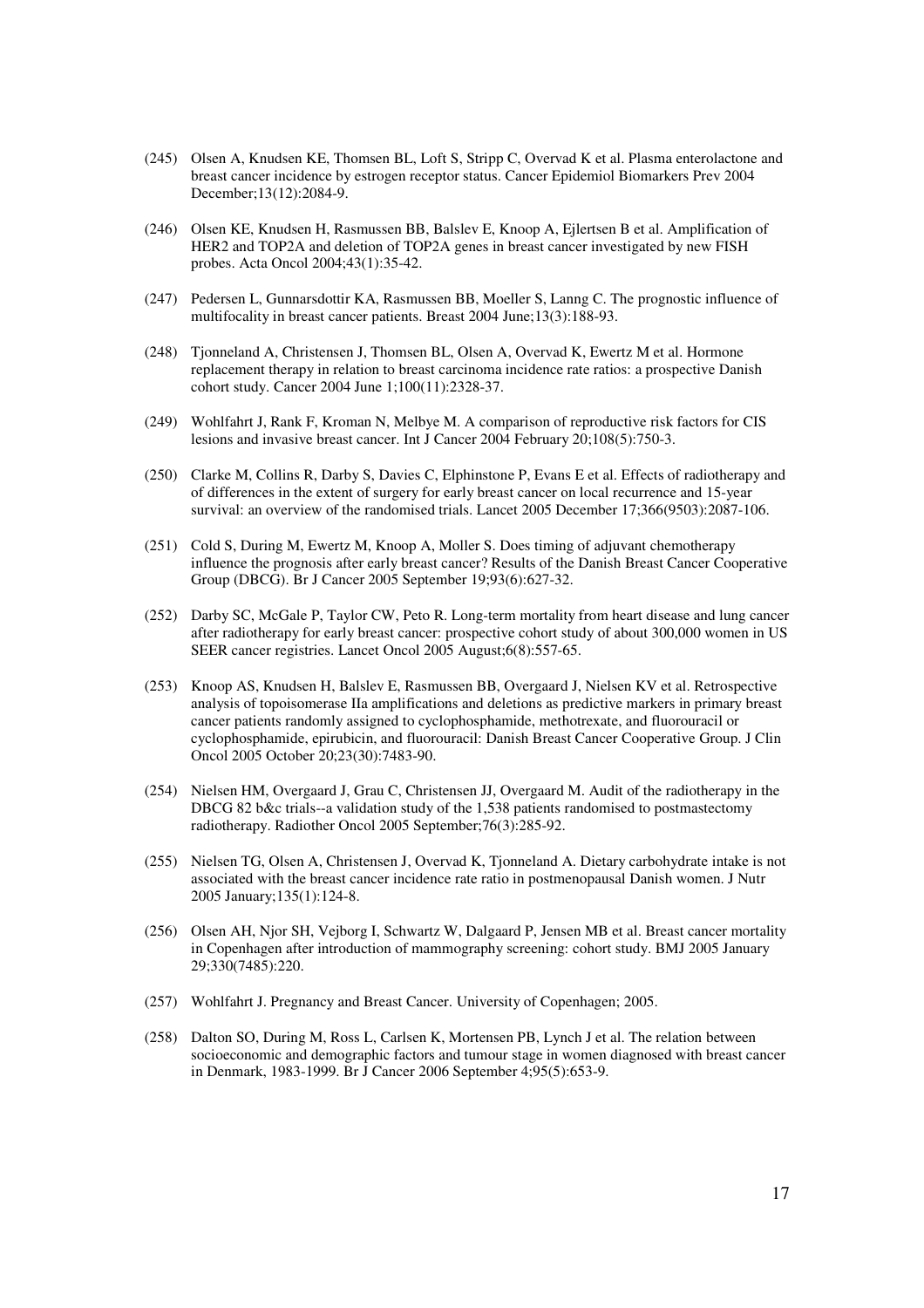(245) Olsen A, Knudsen KE, Thomsen BL, Loft S, Stripp C, Overvad K et al. Plasma enterolactone and breast cancer incidence by estrogen receptor status. Cancer Epidemiol Biomarkers Prev 2004 December;13(12):2084-9.

(246) Olsen KE, Knudsen H, Rasmussen BB, Balslev E, Knoop A, Ejlertsen B et al. Amplification of HER2 and TOP2A and deletion of TOP2A genes in breast cancer investigated by new FISH probes. Acta Oncol 2004;43(1):35-42.

(247) Pedersen L, Gunnarsdottir KA, Rasmussen BB, Moeller S, Lanng C. The prognostic influence of multifocality in breast cancer patients. Breast 2004 June;13(3):188-93.

(248) Tjonneland A, Christensen J, Thomsen BL, Olsen A, Overvad K, Ewertz M et al. Hormone replacement therapy in relation to breast carcinoma incidence rate ratios: a prospective Danish cohort study. Cancer 2004 June 1;100(11):2328-37.

(249) Wohlfahrt J, Rank F, Kroman N, Melbye M. A comparison of reproductive risk factors for CIS lesions and invasive breast cancer. Int J Cancer 2004 February 20;108(5):750-3.

(250) Clarke M, Collins R, Darby S, Davies C, Elphinstone P, Evans E et al. Effects of radiotherapy and of differences in the extent of surgery for early breast cancer on local recurrence and 15-year survival: an overview of the randomised trials. Lancet 2005 December 17;366(9503):2087-106.

(251) Cold S, During M, Ewertz M, Knoop A, Moller S. Does timing of adjuvant chemotherapy influence the prognosis after early breast cancer? Results of the Danish Breast Cancer Cooperative Group (DBCG). Br J Cancer 2005 September 19;93(6):627-32.

(252) Darby SC, McGale P, Taylor CW, Peto R. Long-term mortality from heart disease and lung cancer after radiotherapy for early breast cancer: prospective cohort study of about 300,000 women in US SEER cancer registries. Lancet Oncol 2005 August;6(8):557-65.

(253) Knoop AS, Knudsen H, Balslev E, Rasmussen BB, Overgaard J, Nielsen KV et al. Retrospective analysis of topoisomerase IIa amplifications and deletions as predictive markers in primary breast cancer patients randomly assigned to cyclophosphamide, methotrexate, and fluorouracil or cyclophosphamide, epirubicin, and fluorouracil: Danish Breast Cancer Cooperative Group. J Clin Oncol 2005 October 20;23(30):7483-90.

(254) Nielsen HM, Overgaard J, Grau C, Christensen JJ, Overgaard M. Audit of the radiotherapy in the DBCG 82 b&c trials--a validation study of the 1,538 patients randomised to postmastectomy radiotherapy. Radiother Oncol 2005 September;76(3):285-92.

(255) Nielsen TG, Olsen A, Christensen J, Overvad K, Tjonneland A. Dietary carbohydrate intake is not associated with the breast cancer incidence rate ratio in postmenopausal Danish women. J Nutr 2005 January;135(1):124-8.

(256) Olsen AH, Njor SH, Vejborg I, Schwartz W, Dalgaard P, Jensen MB et al. Breast cancer mortality in Copenhagen after introduction of mammography screening: cohort study. BMJ 2005 January 29;330(7485):220.

(257) Wohlfahrt J. Pregnancy and Breast Cancer. University of Copenhagen; 2005.

(258) Dalton SO, During M, Ross L, Carlsen K, Mortensen PB, Lynch J et al. The relation between socioeconomic and demographic factors and tumour stage in women diagnosed with breast cancer in Denmark, 1983-1999. Br J Cancer 2006 September 4;95(5):653-9.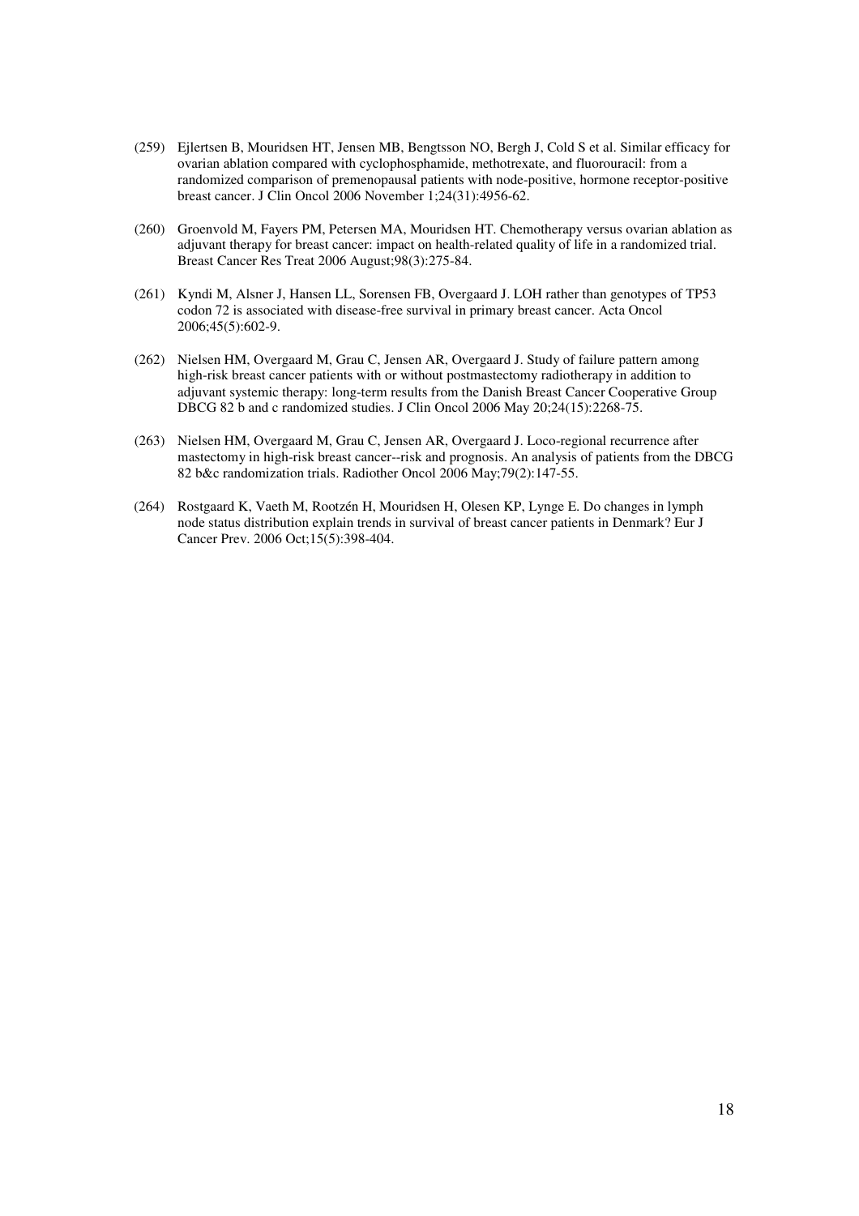(259) Ejlertsen B, Mouridsen HT, Jensen MB, Bengtsson NO, Bergh J, Cold S et al. Similar efficacy for ovarian ablation compared with cyclophosphamide, methotrexate, and fluorouracil: from a randomized comparison of premenopausal patients with node-positive, hormone receptor-positive breast cancer. J Clin Oncol 2006 November 1;24(31):4956-62.

(260) Groenvold M, Fayers PM, Petersen MA, Mouridsen HT. Chemotherapy versus ovarian ablation as adjuvant therapy for breast cancer: impact on health-related quality of life in a randomized trial. Breast Cancer Res Treat 2006 August;98(3):275-84.

(261) Kyndi M, Alsner J, Hansen LL, Sorensen FB, Overgaard J. LOH rather than genotypes of TP53 codon 72 is associated with disease-free survival in primary breast cancer. Acta Oncol 2006;45(5):602-9.

(262) Nielsen HM, Overgaard M, Grau C, Jensen AR, Overgaard J. Study of failure pattern among high-risk breast cancer patients with or without postmastectomy radiotherapy in addition to adjuvant systemic therapy: long-term results from the Danish Breast Cancer Cooperative Group DBCG 82 b and c randomized studies. J Clin Oncol 2006 May 20;24(15):2268-75.

(263) Nielsen HM, Overgaard M, Grau C, Jensen AR, Overgaard J. Loco-regional recurrence after mastectomy in high-risk breast cancer--risk and prognosis. An analysis of patients from the DBCG 82 b&c randomization trials. Radiother Oncol 2006 May;79(2):147-55.

(264) Rostgaard K, Vaeth M, Rootzén H, Mouridsen H, Olesen KP, Lynge E. Do changes in lymph node status distribution explain trends in survival of breast cancer patients in Denmark? Eur J Cancer Prev. 2006 Oct;15(5):398-404.